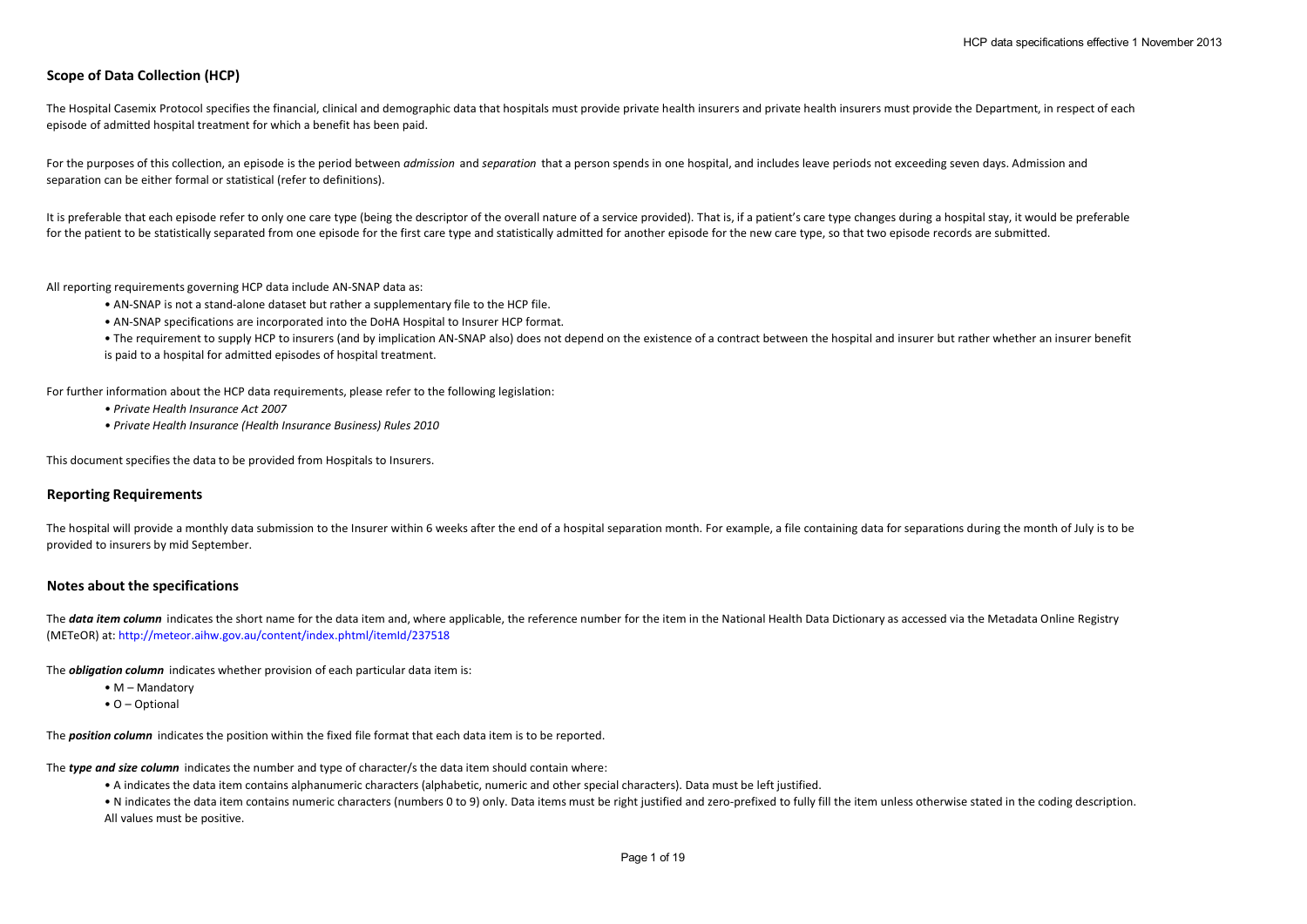## Scope of Data Collection (HCP)

The Hospital Casemix Protocol specifies the financial, clinical and demographic data that hospitals must provide private health insurers and private health insurers must provide the Department, in respect of each episode of admitted hospital treatment for which a benefit has been paid.

For the purposes of this collection, an episode is the period between *admission* and *separation* that a person spends in one hospital, and includes leave periods not exceeding seven days. Admission and separation can be either formal or statistical (refer to definitions).

It is preferable that each episode refer to only one care type (being the descriptor of the overall nature of a service provided). That is, if a patient's care type changes during a hospital stay, it would be preferable for the patient to be statistically separated from one episode for the first care type and statistically admitted for another episode for the new care type, so that two episode records are submitted.

All reporting requirements governing HCP data include AN-SNAP data as:

- AN-SNAP is not a stand-alone dataset but rather a supplementary file to the HCP file.
- AN-SNAP specifications are incorporated into the DoHA Hospital to Insurer HCP format.
- The requirement to supply HCP to insurers (and by implication AN-SNAP also) does not depend on the existence of a contract between the hospital and insurer but rather whether an insurer benefit is paid to a hospital for admitted episodes of hospital treatment.

For further information about the HCP data requirements, please refer to the following legislation:

- *Private Health Insurance Act 2007*
- *Private Health Insurance (Health Insurance Business) Rules 2010*

This document specifies the data to be provided from Hospitals to Insurers.

## Reporting Requirements

The hospital will provide a monthly data submission to the Insurer within 6 weeks after the end of a hospital separation month. For example, a file containing data for separations during the month of July is to be provided to insurers by mid September.

## Notes about the specifications

The ***data item column*** indicates the short name for the data item and, where applicable, the reference number for the item in the National Health Data Dictionary as accessed via the Metadata Online Registry (METeOR) at: http://meteor.aihw.gov.au/content/index.phtml/itemId/237518

The ***obligation column*** indicates whether provision of each particular data item is:

- M – Mandatory
- O – Optional

The ***position column*** indicates the position within the fixed file format that each data item is to be reported.

The ***type and size column*** indicates the number and type of character/s the data item should contain where:

- A indicates the data item contains alphanumeric characters (alphabetic, numeric and other special characters). Data must be left justified.
- N indicates the data item contains numeric characters (numbers 0 to 9) only. Data items must be right justified and zero-prefixed to fully fill the item unless otherwise stated in the coding description. All values must be positive.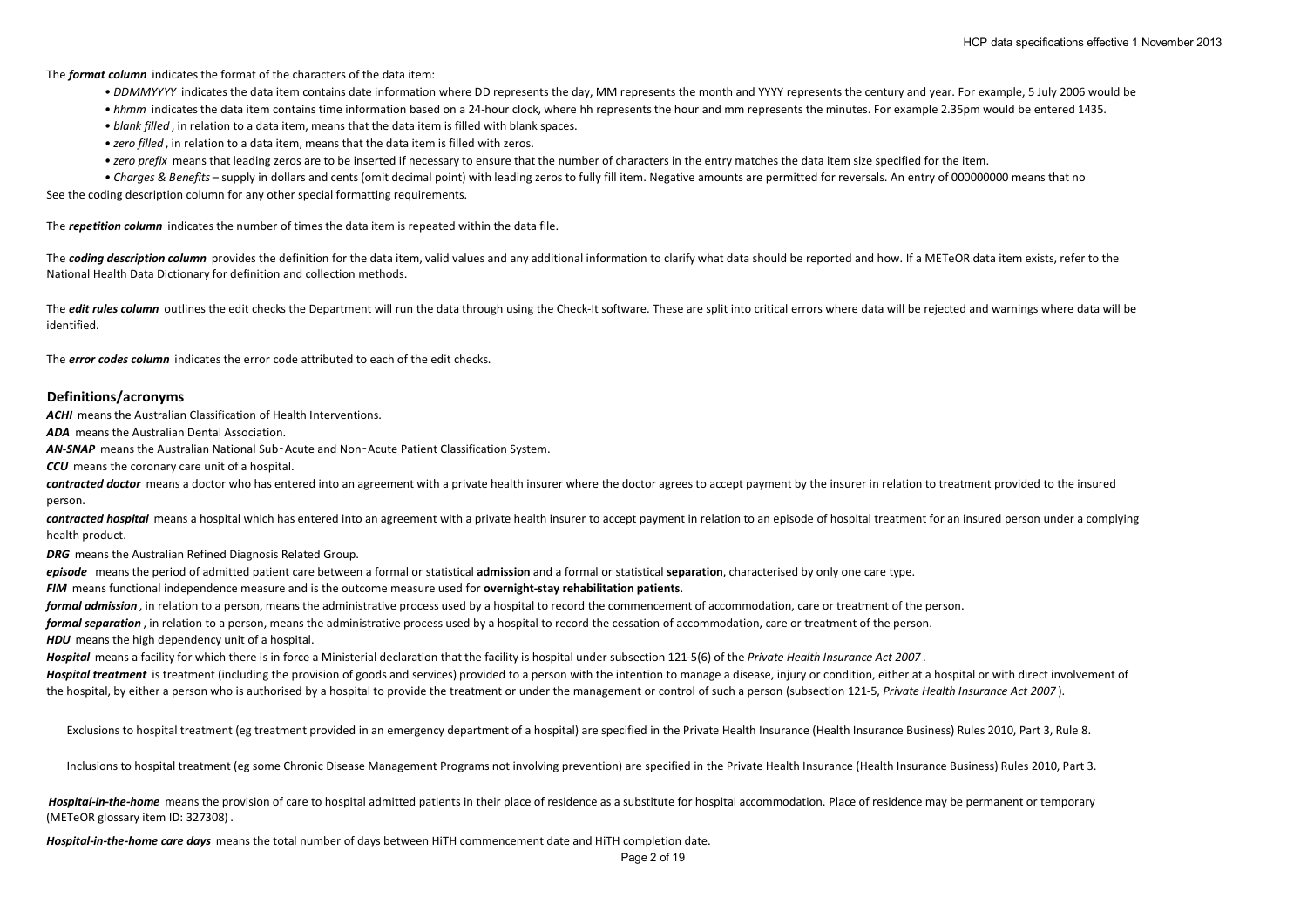The ***format column*** indicates the format of the characters of the data item:

- *DDMMYYYY* indicates the data item contains date information where DD represents the day, MM represents the month and YYYY represents the century and year. For example, 5 July 2006 would be
- *hhmm* indicates the data item contains time information based on a 24-hour clock, where hh represents the hour and mm represents the minutes. For example 2.35pm would be entered 1435.
- *blank filled* , in relation to a data item, means that the data item is filled with blank spaces.
- *zero filled* , in relation to a data item, means that the data item is filled with zeros.
- *zero prefix* means that leading zeros are to be inserted if necessary to ensure that the number of characters in the entry matches the data item size specified for the item.
- *Charges & Benefits* – supply in dollars and cents (omit decimal point) with leading zeros to fully fill item. Negative amounts are permitted for reversals. An entry of 000000000 means that no

See the coding description column for any other special formatting requirements.

The ***repetition column*** indicates the number of times the data item is repeated within the data file.

The ***coding description column*** provides the definition for the data item, valid values and any additional information to clarify what data should be reported and how. If a METeOR data item exists, refer to the National Health Data Dictionary for definition and collection methods.

The ***edit rules column*** outlines the edit checks the Department will run the data through using the Check-It software. These are split into critical errors where data will be rejected and warnings where data will be identified.

The ***error codes column*** indicates the error code attributed to each of the edit checks.

## Definitions/acronyms

***ACHI*** means the Australian Classification of Health Interventions.

***ADA*** means the Australian Dental Association.

***AN-SNAP*** means the Australian National Sub‑Acute and Non‑Acute Patient Classification System.

***CCU*** means the coronary care unit of a hospital.

***contracted doctor*** means a doctor who has entered into an agreement with a private health insurer where the doctor agrees to accept payment by the insurer in relation to treatment provided to the insured person.

***contracted hospital*** means a hospital which has entered into an agreement with a private health insurer to accept payment in relation to an episode of hospital treatment for an insured person under a complying health product.

***DRG*** means the Australian Refined Diagnosis Related Group.

***episode*** means the period of admitted patient care between a formal or statistical **admission** and a formal or statistical **separation**, characterised by only one care type.

***FIM*** means functional independence measure and is the outcome measure used for **overnight-stay rehabilitation patients**.

***formal admission*** , in relation to a person, means the administrative process used by a hospital to record the commencement of accommodation, care or treatment of the person.

***formal separation*** , in relation to a person, means the administrative process used by a hospital to record the cessation of accommodation, care or treatment of the person.

***HDU*** means the high dependency unit of a hospital.

***Hospital*** means a facility for which there is in force a Ministerial declaration that the facility is hospital under subsection 121-5(6) of the *Private Health Insurance Act 2007* .

***Hospital treatment*** is treatment (including the provision of goods and services) provided to a person with the intention to manage a disease, injury or condition, either at a hospital or with direct involvement of the hospital, by either a person who is authorised by a hospital to provide the treatment or under the management or control of such a person (subsection 121-5, *Private Health Insurance Act 2007* ).

Exclusions to hospital treatment (eg treatment provided in an emergency department of a hospital) are specified in the Private Health Insurance (Health Insurance Business) Rules 2010, Part 3, Rule 8.

Inclusions to hospital treatment (eg some Chronic Disease Management Programs not involving prevention) are specified in the Private Health Insurance (Health Insurance Business) Rules 2010, Part 3.

***Hospital-in-the-home*** means the provision of care to hospital admitted patients in their place of residence as a substitute for hospital accommodation. Place of residence may be permanent or temporary (METeOR glossary item ID: 327308) .

***Hospital-in-the-home care days*** means the total number of days between HiTH commencement date and HiTH completion date.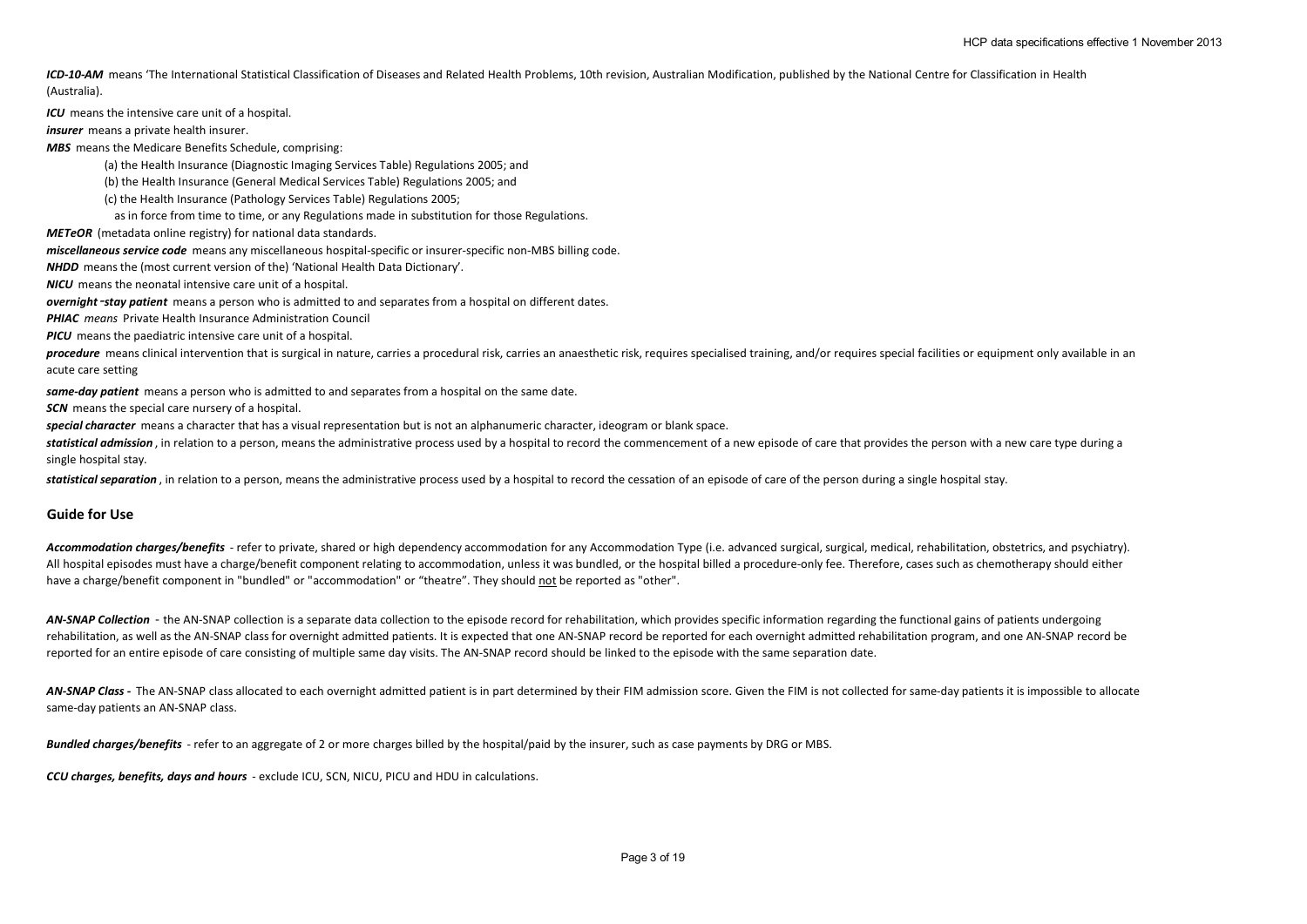***ICD-10-AM*** means 'The International Statistical Classification of Diseases and Related Health Problems, 10th revision, Australian Modification, published by the National Centre for Classification in Health (Australia).

***ICU*** means the intensive care unit of a hospital.

***insurer*** means a private health insurer.

***MBS*** means the Medicare Benefits Schedule, comprising:

(a) the Health Insurance (Diagnostic Imaging Services Table) Regulations 2005; and

(b) the Health Insurance (General Medical Services Table) Regulations 2005; and

(c) the Health Insurance (Pathology Services Table) Regulations 2005;

as in force from time to time, or any Regulations made in substitution for those Regulations.

***METeOR*** (metadata online registry) for national data standards.

***miscellaneous service code*** means any miscellaneous hospital-specific or insurer-specific non-MBS billing code.

***NHDD*** means the (most current version of the) 'National Health Data Dictionary'.

***NICU*** means the neonatal intensive care unit of a hospital.

***overnight-stay patient*** means a person who is admitted to and separates from a hospital on different dates.

***PHIAC*** *means* Private Health Insurance Administration Council

***PICU*** means the paediatric intensive care unit of a hospital.

***procedure*** means clinical intervention that is surgical in nature, carries a procedural risk, carries an anaesthetic risk, requires specialised training, and/or requires special facilities or equipment only available in an acute care setting

***same-day patient*** means a person who is admitted to and separates from a hospital on the same date.

***SCN*** means the special care nursery of a hospital.

***special character*** means a character that has a visual representation but is not an alphanumeric character, ideogram or blank space.

***statistical admission*** , in relation to a person, means the administrative process used by a hospital to record the commencement of a new episode of care that provides the person with a new care type during a single hospital stay.

***statistical separation*** , in relation to a person, means the administrative process used by a hospital to record the cessation of an episode of care of the person during a single hospital stay.

## Guide for Use

***Accommodation charges/benefits*** - refer to private, shared or high dependency accommodation for any Accommodation Type (i.e. advanced surgical, surgical, medical, rehabilitation, obstetrics, and psychiatry). All hospital episodes must have a charge/benefit component relating to accommodation, unless it was bundled, or the hospital billed a procedure-only fee. Therefore, cases such as chemotherapy should either have a charge/benefit component in "bundled" or "accommodation" or "theatre". They should not be reported as "other".

***AN-SNAP Collection*** - the AN-SNAP collection is a separate data collection to the episode record for rehabilitation, which provides specific information regarding the functional gains of patients undergoing rehabilitation, as well as the AN-SNAP class for overnight admitted patients. It is expected that one AN-SNAP record be reported for each overnight admitted rehabilitation program, and one AN-SNAP record be reported for an entire episode of care consisting of multiple same day visits. The AN-SNAP record should be linked to the episode with the same separation date.

***AN-SNAP Class -*** The AN-SNAP class allocated to each overnight admitted patient is in part determined by their FIM admission score. Given the FIM is not collected for same-day patients it is impossible to allocate same-day patients an AN-SNAP class.

***Bundled charges/benefits*** - refer to an aggregate of 2 or more charges billed by the hospital/paid by the insurer, such as case payments by DRG or MBS.

***CCU charges, benefits, days and hours*** - exclude ICU, SCN, NICU, PICU and HDU in calculations.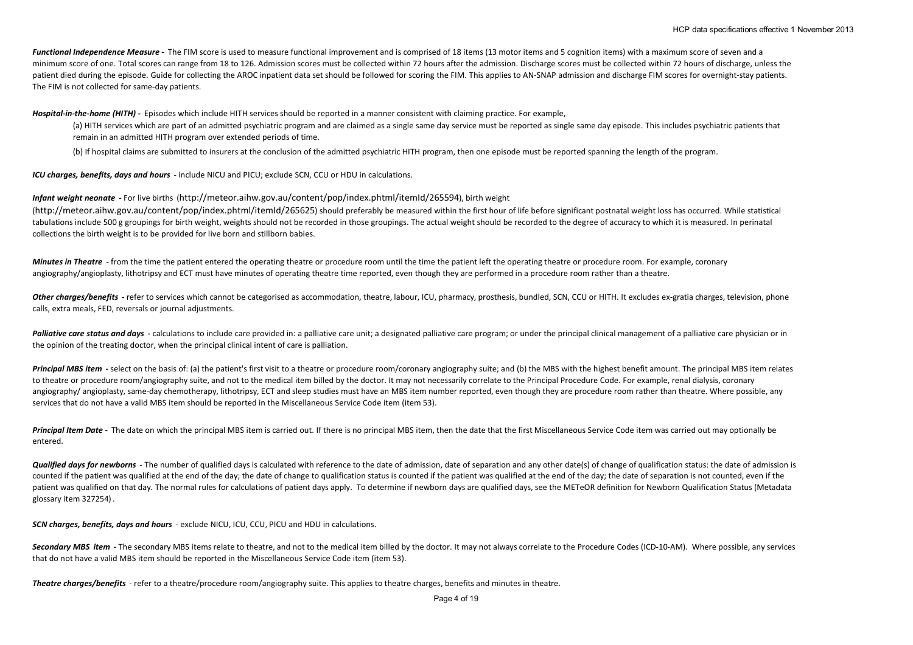***Functional Independence Measure -*** The FIM score is used to measure functional improvement and is comprised of 18 items (13 motor items and 5 cognition items) with a maximum score of seven and a minimum score of one. Total scores can range from 18 to 126. Admission scores must be collected within 72 hours after the admission. Discharge scores must be collected within 72 hours of discharge, unless the patient died during the episode. Guide for collecting the AROC inpatient data set should be followed for scoring the FIM. This applies to AN-SNAP admission and discharge FIM scores for overnight-stay patients. The FIM is not collected for same-day patients.

***Hospital-in-the-home (HITH) -*** Episodes which include HITH services should be reported in a manner consistent with claiming practice. For example,

(a) HITH services which are part of an admitted psychiatric program and are claimed as a single same day service must be reported as single same day episode. This includes psychiatric patients that remain in an admitted HITH program over extended periods of time.

(b) If hospital claims are submitted to insurers at the conclusion of the admitted psychiatric HITH program, then one episode must be reported spanning the length of the program.

***ICU charges, benefits, days and hours*** - include NICU and PICU; exclude SCN, CCU or HDU in calculations.

***Infant weight neonate -*** For live births (http://meteor.aihw.gov.au/content/pop/index.phtml/itemId/265594), birth weight (http://meteor.aihw.gov.au/content/pop/index.phtml/itemId/265625) should preferably be measured within the first hour of life before significant postnatal weight loss has occurred. While statistical tabulations include 500 g groupings for birth weight, weights should not be recorded in those groupings. The actual weight should be recorded to the degree of accuracy to which it is measured. In perinatal collections the birth weight is to be provided for live born and stillborn babies.

***Minutes in Theatre*** - from the time the patient entered the operating theatre or procedure room until the time the patient left the operating theatre or procedure room. For example, coronary angiography/angioplasty, lithotripsy and ECT must have minutes of operating theatre time reported, even though they are performed in a procedure room rather than a theatre.

***Other charges/benefits -*** refer to services which cannot be categorised as accommodation, theatre, labour, ICU, pharmacy, prosthesis, bundled, SCN, CCU or HITH. It excludes ex-gratia charges, television, phone calls, extra meals, FED, reversals or journal adjustments.

***Palliative care status and days -*** calculations to include care provided in: a palliative care unit; a designated palliative care program; or under the principal clinical management of a palliative care physician or in the opinion of the treating doctor, when the principal clinical intent of care is palliation.

***Principal MBS item -*** select on the basis of: (a) the patient's first visit to a theatre or procedure room/coronary angiography suite; and (b) the MBS with the highest benefit amount. The principal MBS item relates to theatre or procedure room/angiography suite, and not to the medical item billed by the doctor. It may not necessarily correlate to the Principal Procedure Code. For example, renal dialysis, coronary angiography/ angioplasty, same-day chemotherapy, lithotripsy, ECT and sleep studies must have an MBS item number reported, even though they are procedure room rather than theatre. Where possible, any services that do not have a valid MBS item should be reported in the Miscellaneous Service Code item (item 53).

***Principal Item Date -*** The date on which the principal MBS item is carried out. If there is no principal MBS item, then the date that the first Miscellaneous Service Code item was carried out may optionally be entered.

***Qualified days for newborns*** - The number of qualified days is calculated with reference to the date of admission, date of separation and any other date(s) of change of qualification status: the date of admission is counted if the patient was qualified at the end of the day; the date of change to qualification status is counted if the patient was qualified at the end of the day; the date of separation is not counted, even if the patient was qualified on that day. The normal rules for calculations of patient days apply. To determine if newborn days are qualified days, see the METeOR definition for Newborn Qualification Status (Metadata glossary item 327254).

***SCN charges, benefits, days and hours*** - exclude NICU, ICU, CCU, PICU and HDU in calculations.

***Secondary MBS item -*** The secondary MBS items relate to theatre, and not to the medical item billed by the doctor. It may not always correlate to the Procedure Codes (ICD-10-AM). Where possible, any services that do not have a valid MBS item should be reported in the Miscellaneous Service Code item (item 53).

***Theatre charges/benefits*** - refer to a theatre/procedure room/angiography suite. This applies to theatre charges, benefits and minutes in theatre.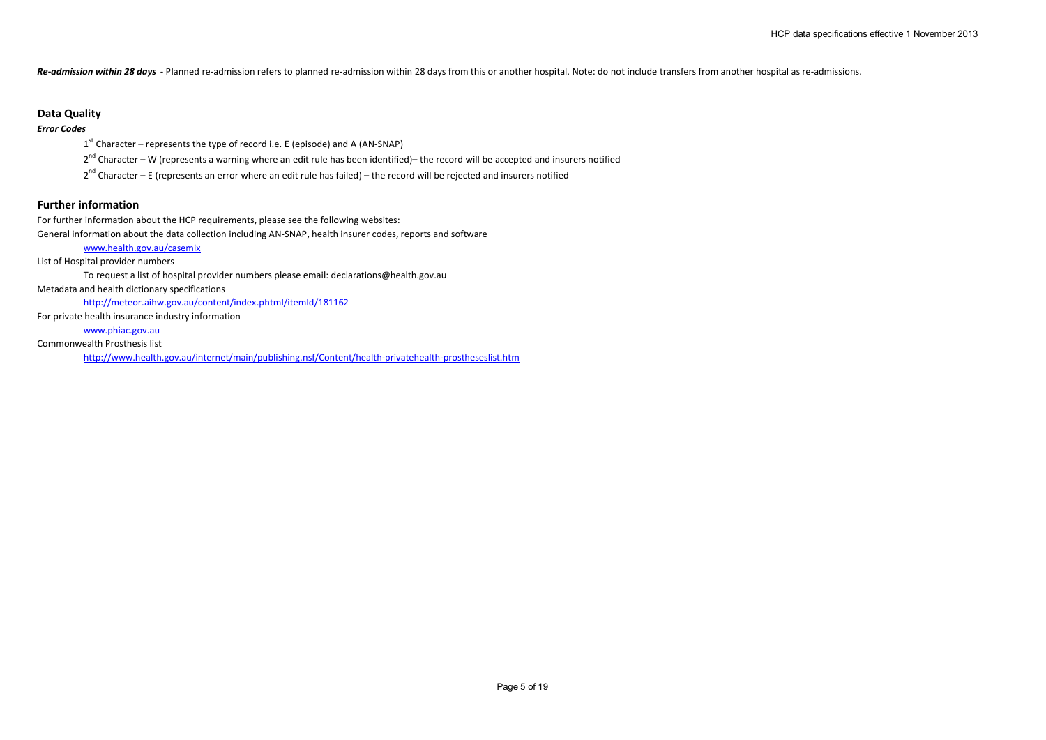***Re-admission within 28 days*** - Planned re-admission refers to planned re-admission within 28 days from this or another hospital. Note: do not include transfers from another hospital as re-admissions.

## Data Quality

***Error Codes***

1st Character – represents the type of record i.e. E (episode) and A (AN-SNAP)

2nd Character – W (represents a warning where an edit rule has been identified)– the record will be accepted and insurers notified

2nd Character – E (represents an error where an edit rule has failed) – the record will be rejected and insurers notified

## Further information

For further information about the HCP requirements, please see the following websites:

General information about the data collection including AN-SNAP, health insurer codes, reports and software

www.health.gov.au/casemix

List of Hospital provider numbers

To request a list of hospital provider numbers please email: declarations@health.gov.au

Metadata and health dictionary specifications

http://meteor.aihw.gov.au/content/index.phtml/itemId/181162

For private health insurance industry information

www.phiac.gov.au

Commonwealth Prosthesis list

http://www.health.gov.au/internet/main/publishing.nsf/Content/health-privatehealth-prostheseslist.htm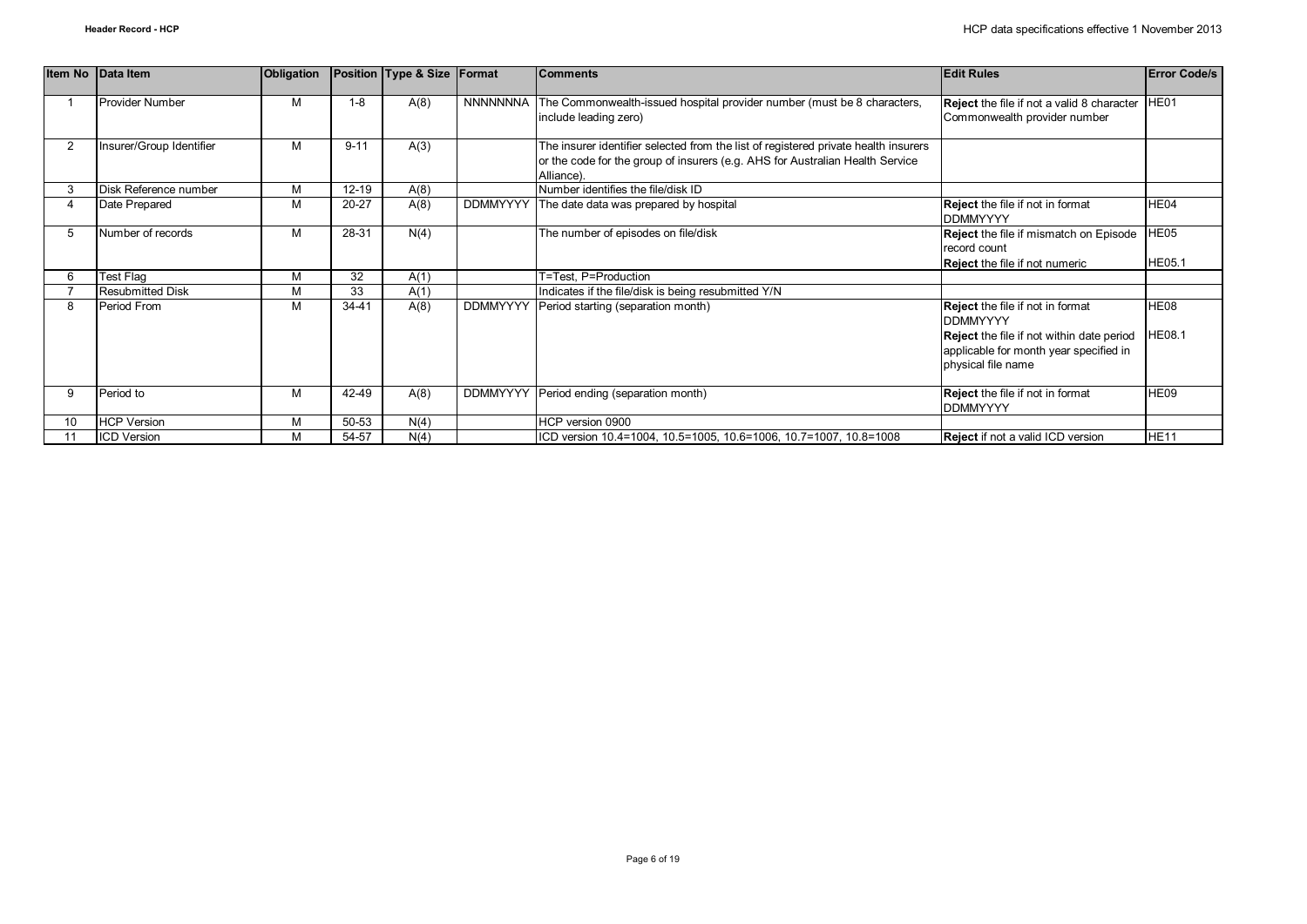| Item No | Data Item | Obligation | Position | Type & Size | Format | Comments | Edit Rules | Error Code/s |
|---|---|---|---|---|---|---|---|---|
| 1 | Provider Number | M | 1-8 | A(8) | NNNNNNNA | The Commonwealth-issued hospital provider number (must be 8 characters, include leading zero) | **Reject** the file if not a valid 8 character Commonwealth provider number | HE01 |
| 2 | Insurer/Group Identifier | M | 9-11 | A(3) | | The insurer identifier selected from the list of registered private health insurers or the code for the group of insurers (e.g. AHS for Australian Health Service Alliance). | | |
| 3 | Disk Reference number | M | 12-19 | A(8) | | Number identifies the file/disk ID | | |
| 4 | Date Prepared | M | 20-27 | A(8) | DDMMYYYY | The date data was prepared by hospital | **Reject** the file if not in format DDMMYYYY | HE04 |
| 5 | Number of records | M | 28-31 | N(4) | | The number of episodes on file/disk | **Reject** the file if mismatch on Episode record count<br>**Reject** the file if not numeric | HE05<br>HE05.1 |
| 6 | Test Flag | M | 32 | A(1) | | T=Test, P=Production | | |
| 7 | Resubmitted Disk | M | 33 | A(1) | | Indicates if the file/disk is being resubmitted Y/N | | |
| 8 | Period From | M | 34-41 | A(8) | DDMMYYYY | Period starting (separation month) | **Reject** the file if not in format DDMMYYYY<br>**Reject** the file if not within date period applicable for month year specified in physical file name | HE08<br>HE08.1 |
| 9 | Period to | M | 42-49 | A(8) | DDMMYYYY | Period ending (separation month) | **Reject** the file if not in format DDMMYYYY | HE09 |
| 10 | HCP Version | M | 50-53 | N(4) | | HCP version 0900 | | |
| 11 | ICD Version | M | 54-57 | N(4) | | ICD version 10.4=1004, 10.5=1005, 10.6=1006, 10.7=1007, 10.8=1008 | **Reject** if not a valid ICD version | HE11 |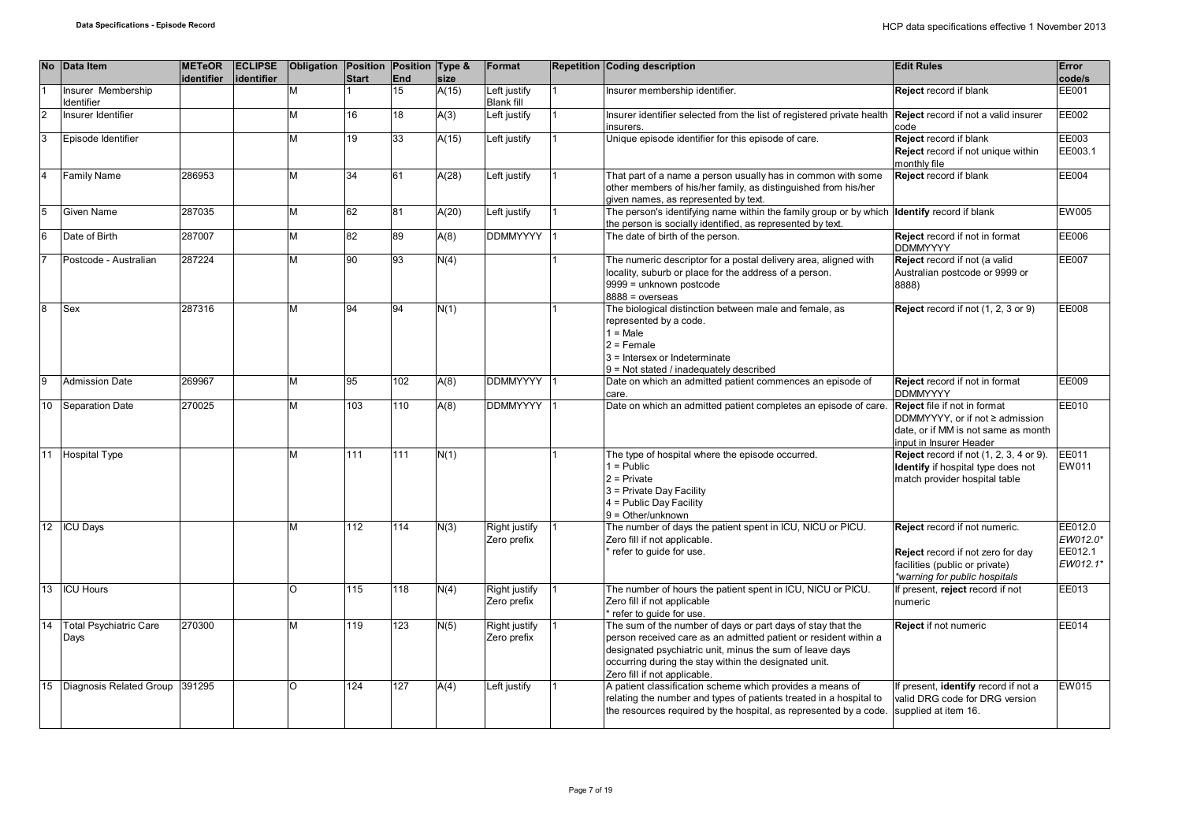| No | Data Item | METeOR identifier | ECLIPSE identifier | Obligation | Position Start | Position End | Type & size | Format | Repetition | Coding description | Edit Rules | Error code/s |
|---|---|---|---|---|---|---|---|---|---|---|---|---|
| 1 | Insurer Membership Identifier | | | M | 1 | 15 | A(15) | Left justify Blank fill | 1 | Insurer membership identifier. | **Reject** record if blank | EE001 |
| 2 | Insurer Identifier | | | M | 16 | 18 | A(3) | Left justify | 1 | Insurer identifier selected from the list of registered private health insurers. | **Reject** record if not a valid insurer code | EE002 |
| 3 | Episode Identifier | | | M | 19 | 33 | A(15) | Left justify | 1 | Unique episode identifier for this episode of care. | **Reject** record if blank<br>**Reject** record if not unique within monthly file | EE003<br>EE003.1 |
| 4 | Family Name | 286953 | | M | 34 | 61 | A(28) | Left justify | 1 | That part of a name a person usually has in common with some other members of his/her family, as distinguished from his/her given names, as represented by text. | **Reject** record if blank | EE004 |
| 5 | Given Name | 287035 | | M | 62 | 81 | A(20) | Left justify | 1 | The person's identifying name within the family group or by which the person is socially identified, as represented by text. | **Identify** record if blank | EW005 |
| 6 | Date of Birth | 287007 | | M | 82 | 89 | A(8) | DDMMYYYY | 1 | The date of birth of the person. | **Reject** record if not in format DDMMYYYY | EE006 |
| 7 | Postcode - Australian | 287224 | | M | 90 | 93 | N(4) | | 1 | The numeric descriptor for a postal delivery area, aligned with locality, suburb or place for the address of a person.<br>9999 = unknown postcode<br>8888 = overseas | **Reject** record if not (a valid Australian postcode or 9999 or 8888) | EE007 |
| 8 | Sex | 287316 | | M | 94 | 94 | N(1) | | 1 | The biological distinction between male and female, as represented by a code.<br>1 = Male<br>2 = Female<br>3 = Intersex or Indeterminate<br>9 = Not stated / inadequately described | **Reject** record if not (1, 2, 3 or 9) | EE008 |
| 9 | Admission Date | 269967 | | M | 95 | 102 | A(8) | DDMMYYYY | 1 | Date on which an admitted patient commences an episode of care. | **Reject** record if not in format DDMMYYYY | EE009 |
| 10 | Separation Date | 270025 | | M | 103 | 110 | A(8) | DDMMYYYY | 1 | Date on which an admitted patient completes an episode of care. | **Reject** file if not in format DDMMYYYY, or if not ≥ admission date, or if MM is not same as month input in Insurer Header | EE010 |
| 11 | Hospital Type | | | M | 111 | 111 | N(1) | | 1 | The type of hospital where the episode occurred.<br>1 = Public<br>2 = Private<br>3 = Private Day Facility<br>4 = Public Day Facility<br>9 = Other/unknown | **Reject** record if not (1, 2, 3, 4 or 9).<br>**Identify** if hospital type does not match provider hospital table | EE011<br>EW011 |
| 12 | ICU Days | | | M | 112 | 114 | N(3) | Right justify Zero prefix | 1 | The number of days the patient spent in ICU, NICU or PICU.<br>Zero fill if not applicable.<br>* refer to guide for use. | **Reject** record if not numeric.<br><br>**Reject** record if not zero for day facilities (public or private)<br>*\*warning for public hospitals* | EE012.0<br>*EW012.0\**<br>EE012.1<br>*EW012.1\** |
| 13 | ICU Hours | | | O | 115 | 118 | N(4) | Right justify Zero prefix | 1 | The number of hours the patient spent in ICU, NICU or PICU.<br>Zero fill if not applicable<br>* refer to guide for use. | If present, **reject** record if not numeric | EE013 |
| 14 | Total Psychiatric Care Days | 270300 | | M | 119 | 123 | N(5) | Right justify Zero prefix | 1 | The sum of the number of days or part days of stay that the person received care as an admitted patient or resident within a designated psychiatric unit, minus the sum of leave days occurring during the stay within the designated unit.<br>Zero fill if not applicable. | **Reject** if not numeric | EE014 |
| 15 | Diagnosis Related Group | 391295 | | O | 124 | 127 | A(4) | Left justify | 1 | A patient classification scheme which provides a means of relating the number and types of patients treated in a hospital to the resources required by the hospital, as represented by a code. | If present, **identify** record if not a valid DRG code for DRG version supplied at item 16. | EW015 |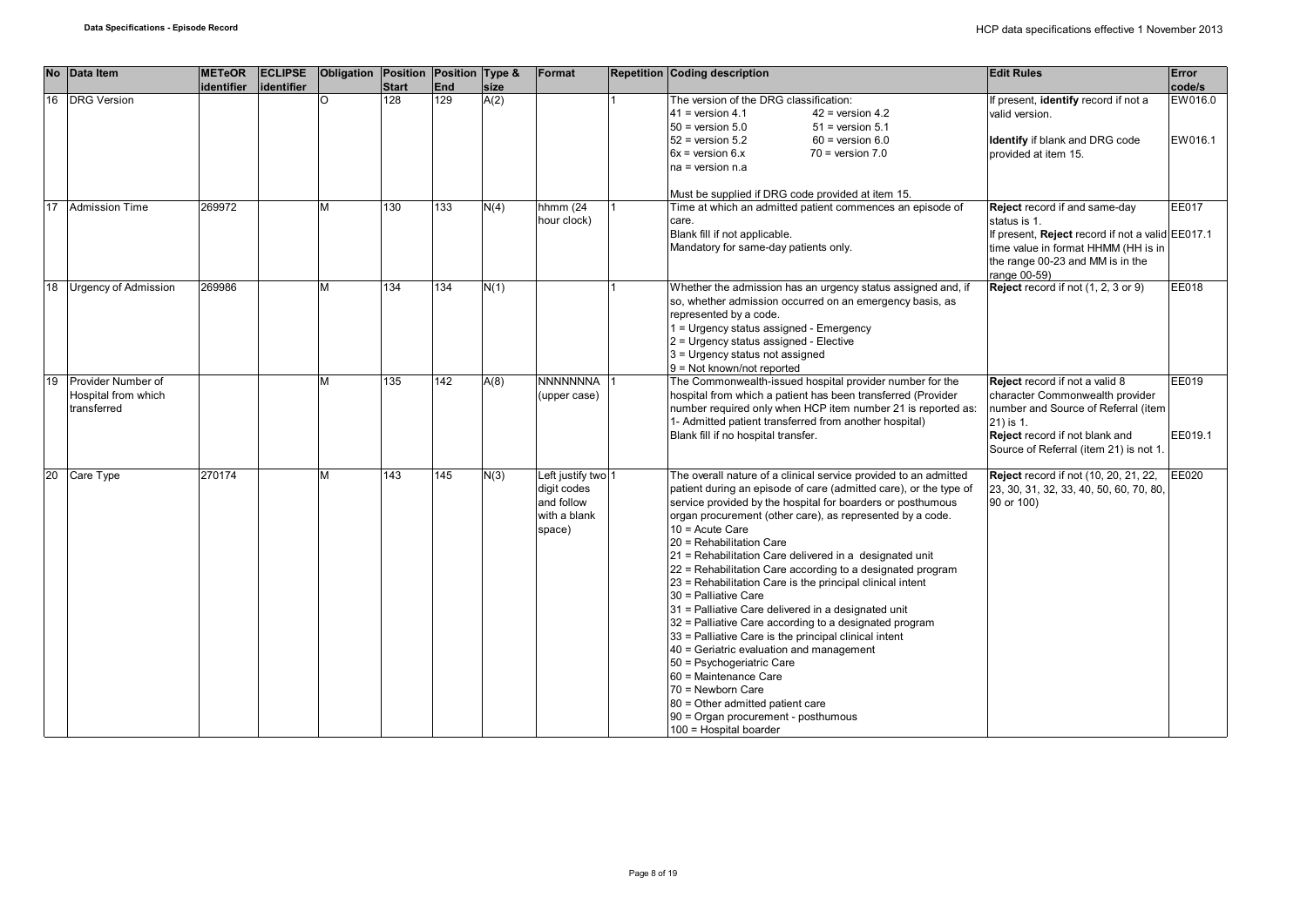| No | Data Item | METeOR identifier | ECLIPSE identifier | Obligation | Position Start | Position End | Type & size | Format | Repetition | Coding description | Edit Rules | Error code/s |
|---|---|---|---|---|---|---|---|---|---|---|---|---|
| 16 | DRG Version | | | O | 128 | 129 | A(2) | | 1 | The version of the DRG classification:<br>41 = version 4.1 42 = version 4.2<br>50 = version 5.0 51 = version 5.1<br>52 = version 5.2 60 = version 6.0<br>6x = version 6.x 70 = version 7.0<br>na = version n.a<br><br>Must be supplied if DRG code provided at item 15. | If present, **identify** record if not a valid version.<br><br>**Identify** if blank and DRG code provided at item 15. | EW016.0<br><br>EW016.1 |
| 17 | Admission Time | 269972 | | M | 130 | 133 | N(4) | hhmm (24 hour clock) | 1 | Time at which an admitted patient commences an episode of care.<br>Blank fill if not applicable.<br>Mandatory for same-day patients only. | **Reject** record if and same-day status is 1.<br>If present, **Reject** record if not a valid time value in format HHMM (HH is in the range 00-23 and MM is in the range 00-59) | EE017<br><br>EE017.1 |
| 18 | Urgency of Admission | 269986 | | M | 134 | 134 | N(1) | | 1 | Whether the admission has an urgency status assigned and, if so, whether admission occurred on an emergency basis, as represented by a code.<br>1 = Urgency status assigned - Emergency<br>2 = Urgency status assigned - Elective<br>3 = Urgency status not assigned<br>9 = Not known/not reported | **Reject** record if not (1, 2, 3 or 9) | EE018 |
| 19 | Provider Number of Hospital from which transferred | | | M | 135 | 142 | A(8) | NNNNNNNA (upper case) | 1 | The Commonwealth-issued hospital provider number for the hospital from which a patient has been transferred (Provider number required only when HCP item number 21 is reported as: 1- Admitted patient transferred from another hospital)<br>Blank fill if no hospital transfer. | **Reject** record if not a valid 8 character Commonwealth provider number and Source of Referral (item 21) is 1.<br>**Reject** record if not blank and Source of Referral (item 21) is not 1. | EE019<br><br><br>EE019.1 |
| 20 | Care Type | 270174 | | M | 143 | 145 | N(3) | Left justify two digit codes and follow with a blank space) | 1 | The overall nature of a clinical service provided to an admitted patient during an episode of care (admitted care), or the type of service provided by the hospital for boarders or posthumous organ procurement (other care), as represented by a code.<br>10 = Acute Care<br>20 = Rehabilitation Care<br>21 = Rehabilitation Care delivered in a designated unit<br>22 = Rehabilitation Care according to a designated program<br>23 = Rehabilitation Care is the principal clinical intent<br>30 = Palliative Care<br>31 = Palliative Care delivered in a designated unit<br>32 = Palliative Care according to a designated program<br>33 = Palliative Care is the principal clinical intent<br>40 = Geriatric evaluation and management<br>50 = Psychogeriatric Care<br>60 = Maintenance Care<br>70 = Newborn Care<br>80 = Other admitted patient care<br>90 = Organ procurement - posthumous<br>100 = Hospital boarder | **Reject** record if not (10, 20, 21, 22, 23, 30, 31, 32, 33, 40, 50, 60, 70, 80, 90 or 100) | EE020 |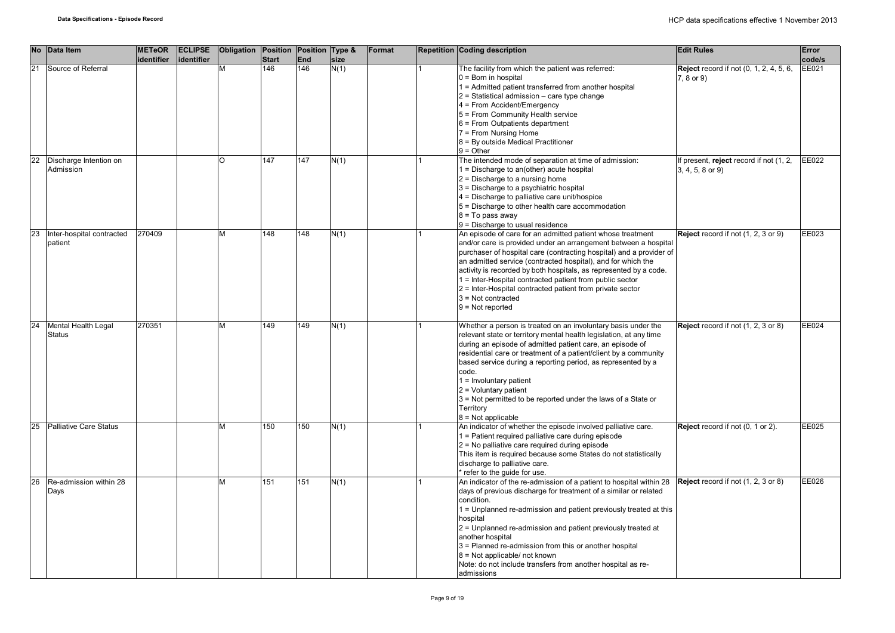| No | Data Item | METeOR identifier | ECLIPSE identifier | Obligation | Position Start | Position End | Type & size | Format | Repetition | Coding description | Edit Rules | Error code/s |
|---|---|---|---|---|---|---|---|---|---|---|---|---|
| 21 | Source of Referral | | | M | 146 | 146 | N(1) | | 1 | The facility from which the patient was referred:<br>0 = Born in hospital<br>1 = Admitted patient transferred from another hospital<br>2 = Statistical admission – care type change<br>4 = From Accident/Emergency<br>5 = From Community Health service<br>6 = From Outpatients department<br>7 = From Nursing Home<br>8 = By outside Medical Practitioner<br>9 = Other | **Reject** record if not (0, 1, 2, 4, 5, 6, 7, 8 or 9) | EE021 |
| 22 | Discharge Intention on Admission | | | O | 147 | 147 | N(1) | | 1 | The intended mode of separation at time of admission:<br>1 = Discharge to an(other) acute hospital<br>2 = Discharge to a nursing home<br>3 = Discharge to a psychiatric hospital<br>4 = Discharge to palliative care unit/hospice<br>5 = Discharge to other health care accommodation<br>8 = To pass away<br>9 = Discharge to usual residence | If present, **reject** record if not (1, 2, 3, 4, 5, 8 or 9) | EE022 |
| 23 | Inter-hospital contracted patient | 270409 | | M | 148 | 148 | N(1) | | 1 | An episode of care for an admitted patient whose treatment and/or care is provided under an arrangement between a hospital purchaser of hospital care (contracting hospital) and a provider of an admitted service (contracted hospital), and for which the activity is recorded by both hospitals, as represented by a code.<br>1 = Inter-Hospital contracted patient from public sector<br>2 = Inter-Hospital contracted patient from private sector<br>3 = Not contracted<br>9 = Not reported | **Reject** record if not (1, 2, 3 or 9) | EE023 |
| 24 | Mental Health Legal Status | 270351 | | M | 149 | 149 | N(1) | | 1 | Whether a person is treated on an involuntary basis under the relevant state or territory mental health legislation, at any time during an episode of admitted patient care, an episode of residential care or treatment of a patient/client by a community based service during a reporting period, as represented by a code.<br>1 = Involuntary patient<br>2 = Voluntary patient<br>3 = Not permitted to be reported under the laws of a State or Territory<br>8 = Not applicable | **Reject** record if not (1, 2, 3 or 8) | EE024 |
| 25 | Palliative Care Status | | | M | 150 | 150 | N(1) | | 1 | An indicator of whether the episode involved palliative care.<br>1 = Patient required palliative care during episode<br>2 = No palliative care required during episode<br>This item is required because some States do not statistically discharge to palliative care.<br>* refer to the guide for use. | **Reject** record if not (0, 1 or 2). | EE025 |
| 26 | Re-admission within 28 Days | | | M | 151 | 151 | N(1) | | 1 | An indicator of the re-admission of a patient to hospital within 28 days of previous discharge for treatment of a similar or related condition.<br>1 = Unplanned re-admission and patient previously treated at this hospital<br>2 = Unplanned re-admission and patient previously treated at another hospital<br>3 = Planned re-admission from this or another hospital<br>8 = Not applicable/ not known<br>Note: do not include transfers from another hospital as re-admissions | **Reject** record if not (1, 2, 3 or 8) | EE026 |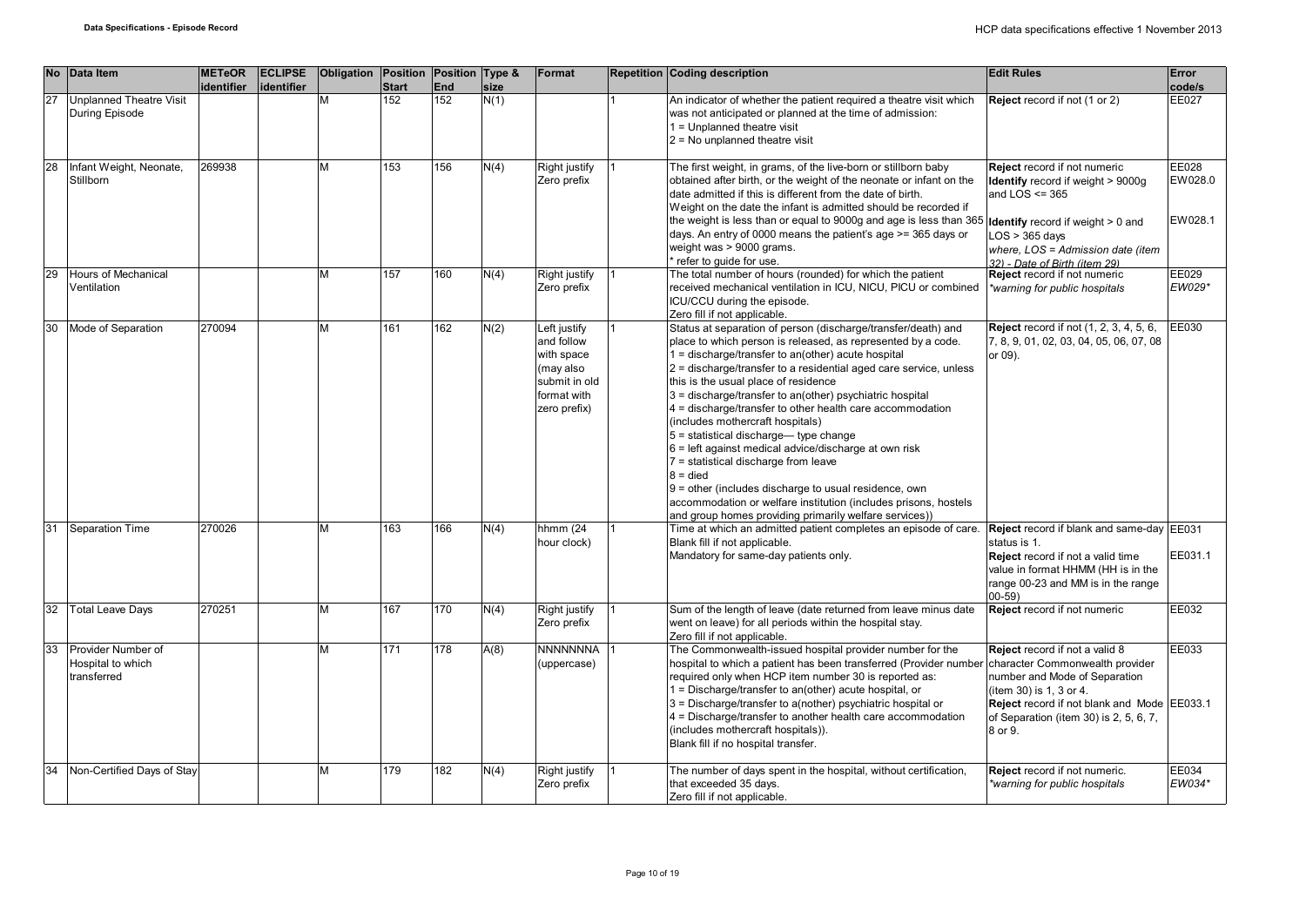| No | Data Item | METeOR identifier | ECLIPSE identifier | Obligation | Position Start | Position End | Type & size | Format | Repetition | Coding description | Edit Rules | Error code/s |
|---|---|---|---|---|---|---|---|---|---|---|---|---|
| 27 | Unplanned Theatre Visit During Episode | | | M | 152 | 152 | N(1) | | 1 | An indicator of whether the patient required a theatre visit which was not anticipated or planned at the time of admission:<br>1 = Unplanned theatre visit<br>2 = No unplanned theatre visit | **Reject** record if not (1 or 2) | EE027 |
| 28 | Infant Weight, Neonate, Stillborn | 269938 | | M | 153 | 156 | N(4) | Right justify Zero prefix | 1 | The first weight, in grams, of the live-born or stillborn baby obtained after birth, or the weight of the neonate or infant on the date admitted if this is different from the date of birth.<br>Weight on the date the infant is admitted should be recorded if the weight is less than or equal to 9000g and age is less than 365 days. An entry of 0000 means the patient's age >= 365 days or weight was > 9000 grams.<br>* refer to guide for use. | **Reject** record if not numeric<br>**Identify** record if weight > 9000g and LOS <= 365<br><br>**Identify** record if weight > 0 and LOS > 365 days<br>*where, LOS = Admission date (item 32) - Date of Birth (item 29)* | EE028<br>EW028.0<br><br>EW028.1 |
| 29 | Hours of Mechanical Ventilation | | | M | 157 | 160 | N(4) | Right justify Zero prefix | 1 | The total number of hours (rounded) for which the patient received mechanical ventilation in ICU, NICU, PICU or combined ICU/CCU during the episode.<br>Zero fill if not applicable. | **Reject** record if not numeric<br>*\*warning for public hospitals* | EE029<br>*EW029\** |
| 30 | Mode of Separation | 270094 | | M | 161 | 162 | N(2) | Left justify and follow with space (may also submit in old format with zero prefix) | 1 | Status at separation of person (discharge/transfer/death) and place to which person is released, as represented by a code.<br>1 = discharge/transfer to an(other) acute hospital<br>2 = discharge/transfer to a residential aged care service, unless this is the usual place of residence<br>3 = discharge/transfer to an(other) psychiatric hospital<br>4 = discharge/transfer to other health care accommodation (includes mothercraft hospitals)<br>5 = statistical discharge— type change<br>6 = left against medical advice/discharge at own risk<br>7 = statistical discharge from leave<br>8 = died<br>9 = other (includes discharge to usual residence, own accommodation or welfare institution (includes prisons, hostels and group homes providing primarily welfare services)) | **Reject** record if not (1, 2, 3, 4, 5, 6, 7, 8, 9, 01, 02, 03, 04, 05, 06, 07, 08 or 09). | EE030 |
| 31 | Separation Time | 270026 | | M | 163 | 166 | N(4) | hhmm (24 hour clock) | 1 | Time at which an admitted patient completes an episode of care.<br>Blank fill if not applicable.<br>Mandatory for same-day patients only. | **Reject** record if blank and same-day status is 1.<br>**Reject** record if not a valid time value in format HHMM (HH is in the range 00-23 and MM is in the range 00-59) | EE031<br><br>EE031.1 |
| 32 | Total Leave Days | 270251 | | M | 167 | 170 | N(4) | Right justify Zero prefix | 1 | Sum of the length of leave (date returned from leave minus date went on leave) for all periods within the hospital stay.<br>Zero fill if not applicable. | **Reject** record if not numeric | EE032 |
| 33 | Provider Number of Hospital to which transferred | | | M | 171 | 178 | A(8) | NNNNNNNA (uppercase) | 1 | The Commonwealth-issued hospital provider number for the hospital to which a patient has been transferred (Provider number required only when HCP item number 30 is reported as:<br>1 = Discharge/transfer to an(other) acute hospital, or<br>3 = Discharge/transfer to a(nother) psychiatric hospital or<br>4 = Discharge/transfer to another health care accommodation (includes mothercraft hospitals)).<br>Blank fill if no hospital transfer. | **Reject** record if not a valid 8 character Commonwealth provider number and Mode of Separation (item 30) is 1, 3 or 4.<br>**Reject** record if not blank and Mode of Separation (item 30) is 2, 5, 6, 7, 8 or 9. | EE033<br><br>EE033.1 |
| 34 | Non-Certified Days of Stay | | | M | 179 | 182 | N(4) | Right justify Zero prefix | 1 | The number of days spent in the hospital, without certification, that exceeded 35 days.<br>Zero fill if not applicable. | **Reject** record if not numeric.<br>*\*warning for public hospitals* | EE034<br>*EW034\** |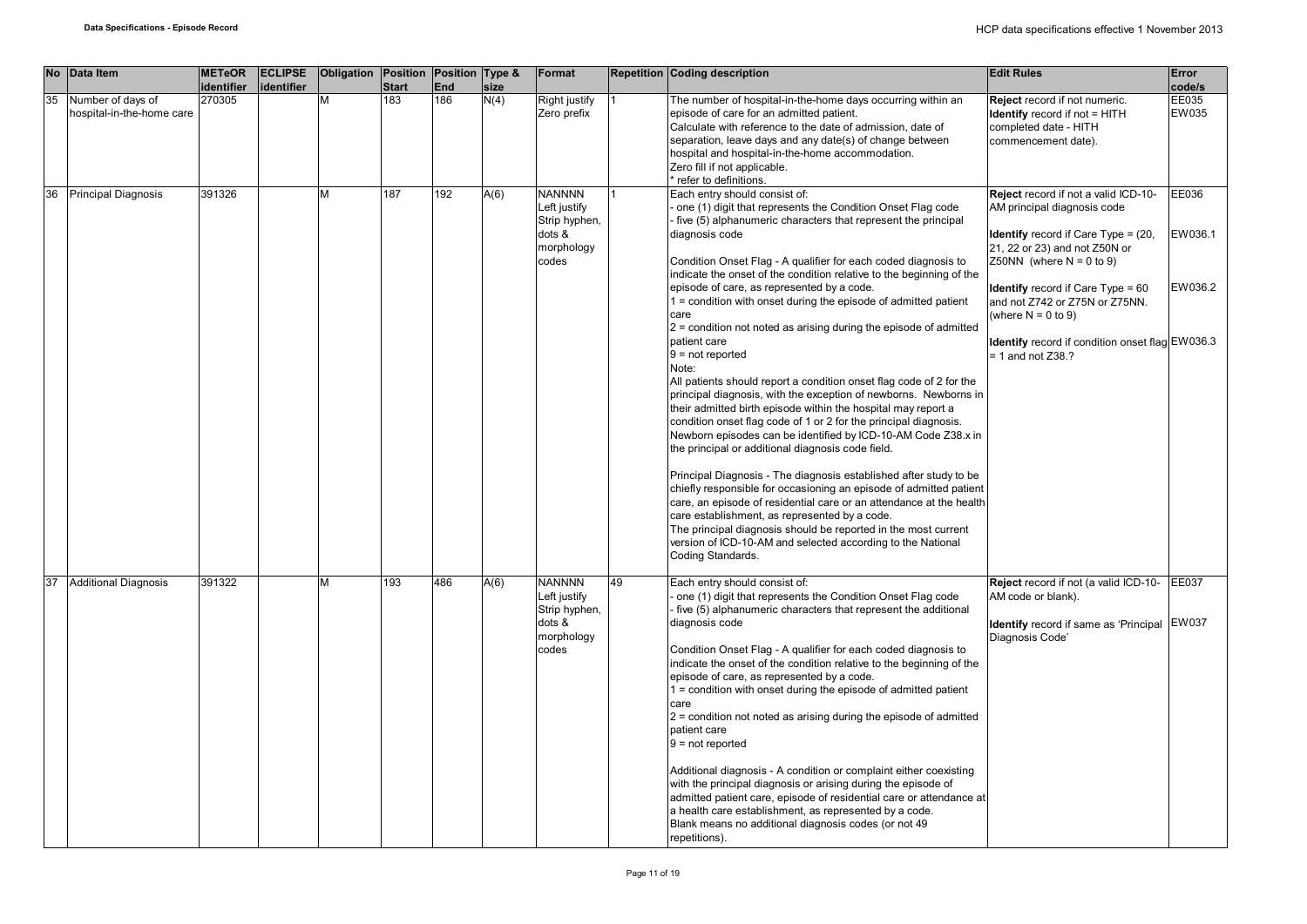| No | Data Item | METeOR identifier | ECLIPSE identifier | Obligation | Position Start | Position End | Type & size | Format | Repetition | Coding description | Edit Rules | Error code/s |
|---|---|---|---|---|---|---|---|---|---|---|---|---|
| 35 | Number of days of hospital-in-the-home care | 270305 | | M | 183 | 186 | N(4) | Right justify Zero prefix | 1 | The number of hospital-in-the-home days occurring within an episode of care for an admitted patient.<br>Calculate with reference to the date of admission, date of separation, leave days and any date(s) of change between hospital and hospital-in-the-home accommodation.<br>Zero fill if not applicable.<br>* refer to definitions. | **Reject** record if not numeric.<br>**Identify** record if not = HITH completed date - HITH commencement date). | EE035<br>EW035 |
| 36 | Principal Diagnosis | 391326 | | M | 187 | 192 | A(6) | NANNNN Left justify Strip hyphen, dots & morphology codes | 1 | Each entry should consist of:<br>- one (1) digit that represents the Condition Onset Flag code<br>- five (5) alphanumeric characters that represent the principal diagnosis code<br><br>Condition Onset Flag - A qualifier for each coded diagnosis to indicate the onset of the condition relative to the beginning of the episode of care, as represented by a code.<br>1 = condition with onset during the episode of admitted patient care<br>2 = condition not noted as arising during the episode of admitted patient care<br>9 = not reported<br>Note:<br>All patients should report a condition onset flag code of 2 for the principal diagnosis, with the exception of newborns. Newborns in their admitted birth episode within the hospital may report a condition onset flag code of 1 or 2 for the principal diagnosis. Newborn episodes can be identified by ICD-10-AM Code Z38.x in the principal or additional diagnosis code field.<br><br>Principal Diagnosis - The diagnosis established after study to be chiefly responsible for occasioning an episode of admitted patient care, an episode of residential care or an attendance at the health care establishment, as represented by a code.<br>The principal diagnosis should be reported in the most current version of ICD-10-AM and selected according to the National Coding Standards. | **Reject** record if not a valid ICD-10-AM principal diagnosis code<br><br>**Identify** record if Care Type = (20, 21, 22 or 23) and not Z50N or Z50NN (where N = 0 to 9)<br><br>**Identify** record if Care Type = 60 and not Z742 or Z75N or Z75NN. (where N = 0 to 9)<br><br>**Identify** record if condition onset flag = 1 and not Z38.? | EE036<br><br>EW036.1<br><br>EW036.2<br><br>EW036.3 |
| 37 | Additional Diagnosis | 391322 | | M | 193 | 486 | A(6) | NANNNN Left justify Strip hyphen, dots & morphology codes | 49 | Each entry should consist of:<br>- one (1) digit that represents the Condition Onset Flag code<br>- five (5) alphanumeric characters that represent the additional diagnosis code<br><br>Condition Onset Flag - A qualifier for each coded diagnosis to indicate the onset of the condition relative to the beginning of the episode of care, as represented by a code.<br>1 = condition with onset during the episode of admitted patient care<br>2 = condition not noted as arising during the episode of admitted patient care<br>9 = not reported<br><br>Additional diagnosis - A condition or complaint either coexisting with the principal diagnosis or arising during the episode of admitted patient care, episode of residential care or attendance at a health care establishment, as represented by a code.<br>Blank means no additional diagnosis codes (or not 49 repetitions). | **Reject** record if not (a valid ICD-10-AM code or blank).<br><br>**Identify** record if same as 'Principal Diagnosis Code' | EE037<br><br>EW037 |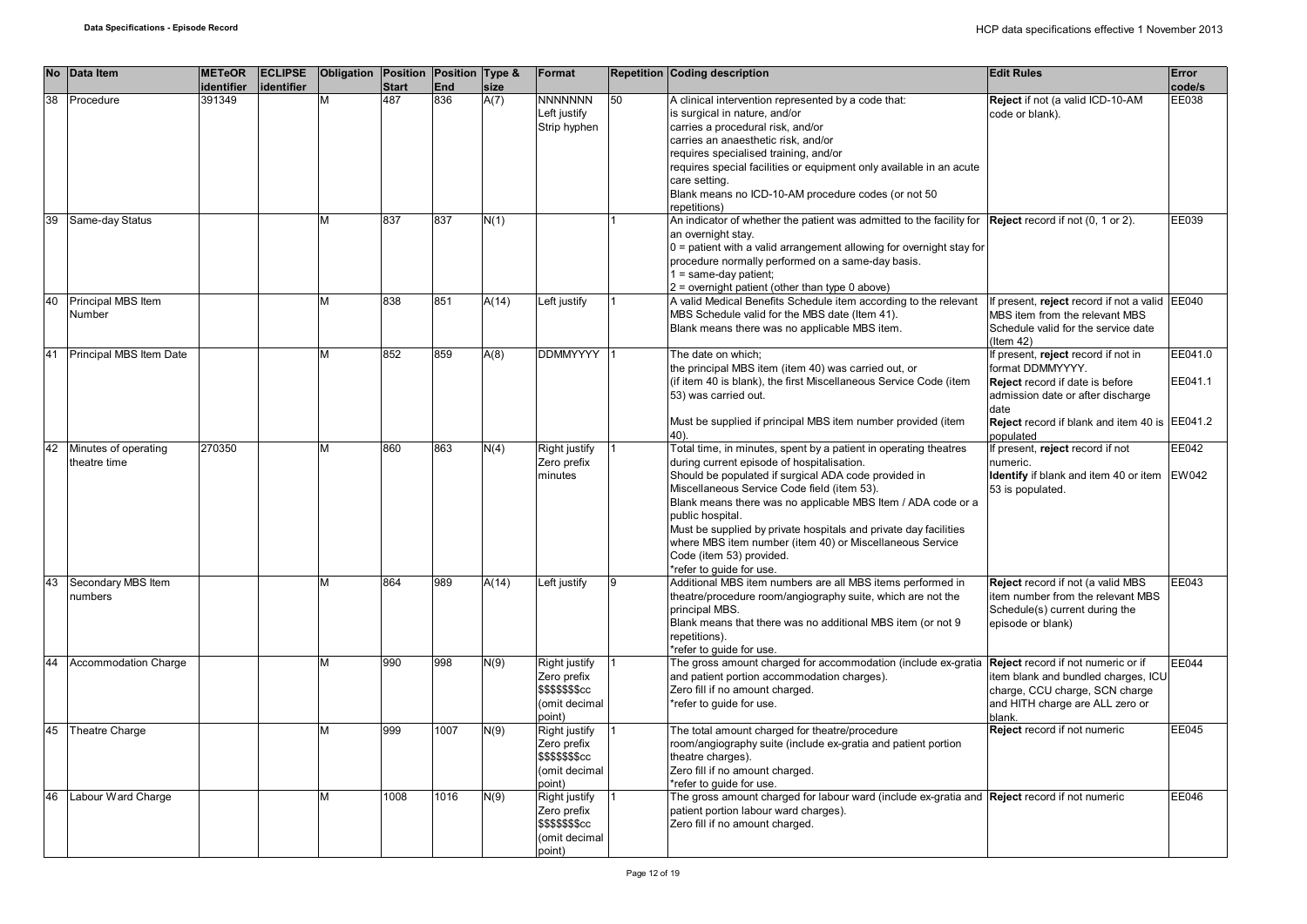| No | Data Item | METeOR identifier | ECLIPSE identifier | Obligation | Position Start | Position End | Type & size | Format | Repetition | Coding description | Edit Rules | Error code/s |
|---|---|---|---|---|---|---|---|---|---|---|---|---|
| 38 | Procedure | 391349 | | M | 487 | 836 | A(7) | NNNNNNN Left justify Strip hyphen | 50 | A clinical intervention represented by a code that: is surgical in nature, and/or carries a procedural risk, and/or carries an anaesthetic risk, and/or requires specialised training, and/or requires special facilities or equipment only available in an acute care setting. Blank means no ICD-10-AM procedure codes (or not 50 repetitions) | **Reject** if not (a valid ICD-10-AM code or blank). | EE038 |
| 39 | Same-day Status | | | M | 837 | 837 | N(1) | | 1 | An indicator of whether the patient was admitted to the facility for an overnight stay. 0 = patient with a valid arrangement allowing for overnight stay for procedure normally performed on a same-day basis. 1 = same-day patient; 2 = overnight patient (other than type 0 above) | **Reject** record if not (0, 1 or 2). | EE039 |
| 40 | Principal MBS Item Number | | | M | 838 | 851 | A(14) | Left justify | 1 | A valid Medical Benefits Schedule item according to the relevant MBS Schedule valid for the MBS date (Item 41). Blank means there was no applicable MBS item. | If present, **reject** record if not a valid MBS item from the relevant MBS Schedule valid for the service date (Item 42) | EE040 |
| 41 | Principal MBS Item Date | | | M | 852 | 859 | A(8) | DDMMYYYY | 1 | The date on which; the principal MBS item (item 40) was carried out, or (if item 40 is blank), the first Miscellaneous Service Code (item 53) was carried out. Must be supplied if principal MBS item number provided (item 40). | If present, **reject** record if not in format DDMMYYYY. **Reject** record if date is before admission date or after discharge date **Reject** record if blank and item 40 is populated | EE041.0 EE041.1 EE041.2 |
| 42 | Minutes of operating theatre time | 270350 | | M | 860 | 863 | N(4) | Right justify Zero prefix minutes | 1 | Total time, in minutes, spent by a patient in operating theatres during current episode of hospitalisation. Should be populated if surgical ADA code provided in Miscellaneous Service Code field (item 53). Blank means there was no applicable MBS Item / ADA code or a public hospital. Must be supplied by private hospitals and private day facilities where MBS item number (item 40) or Miscellaneous Service Code (item 53) provided. *refer to guide for use. | If present, **reject** record if not numeric. **Identify** if blank and item 40 or item 53 is populated. | EE042 EW042 |
| 43 | Secondary MBS Item numbers | | | M | 864 | 989 | A(14) | Left justify | 9 | Additional MBS item numbers are all MBS items performed in theatre/procedure room/angiography suite, which are not the principal MBS. Blank means that there was no additional MBS item (or not 9 repetitions). *refer to guide for use. | **Reject** record if not (a valid MBS item number from the relevant MBS Schedule(s) current during the episode or blank) | EE043 |
| 44 | Accommodation Charge | | | M | 990 | 998 | N(9) | Right justify Zero prefix $$$$$$$cc (omit decimal point) | 1 | The gross amount charged for accommodation (include ex-gratia and patient portion accommodation charges). Zero fill if no amount charged. *refer to guide for use. | **Reject** record if not numeric or if item blank and bundled charges, ICU charge, CCU charge, SCN charge and HITH charge are ALL zero or blank. | EE044 |
| 45 | Theatre Charge | | | M | 999 | 1007 | N(9) | Right justify Zero prefix $$$$$$$cc (omit decimal point) | 1 | The total amount charged for theatre/procedure room/angiography suite (include ex-gratia and patient portion theatre charges). Zero fill if no amount charged. *refer to guide for use. | **Reject** record if not numeric | EE045 |
| 46 | Labour Ward Charge | | | M | 1008 | 1016 | N(9) | Right justify Zero prefix $$$$$$$cc (omit decimal point) | 1 | The gross amount charged for labour ward (include ex-gratia and patient portion labour ward charges). Zero fill if no amount charged. | **Reject** record if not numeric | EE046 |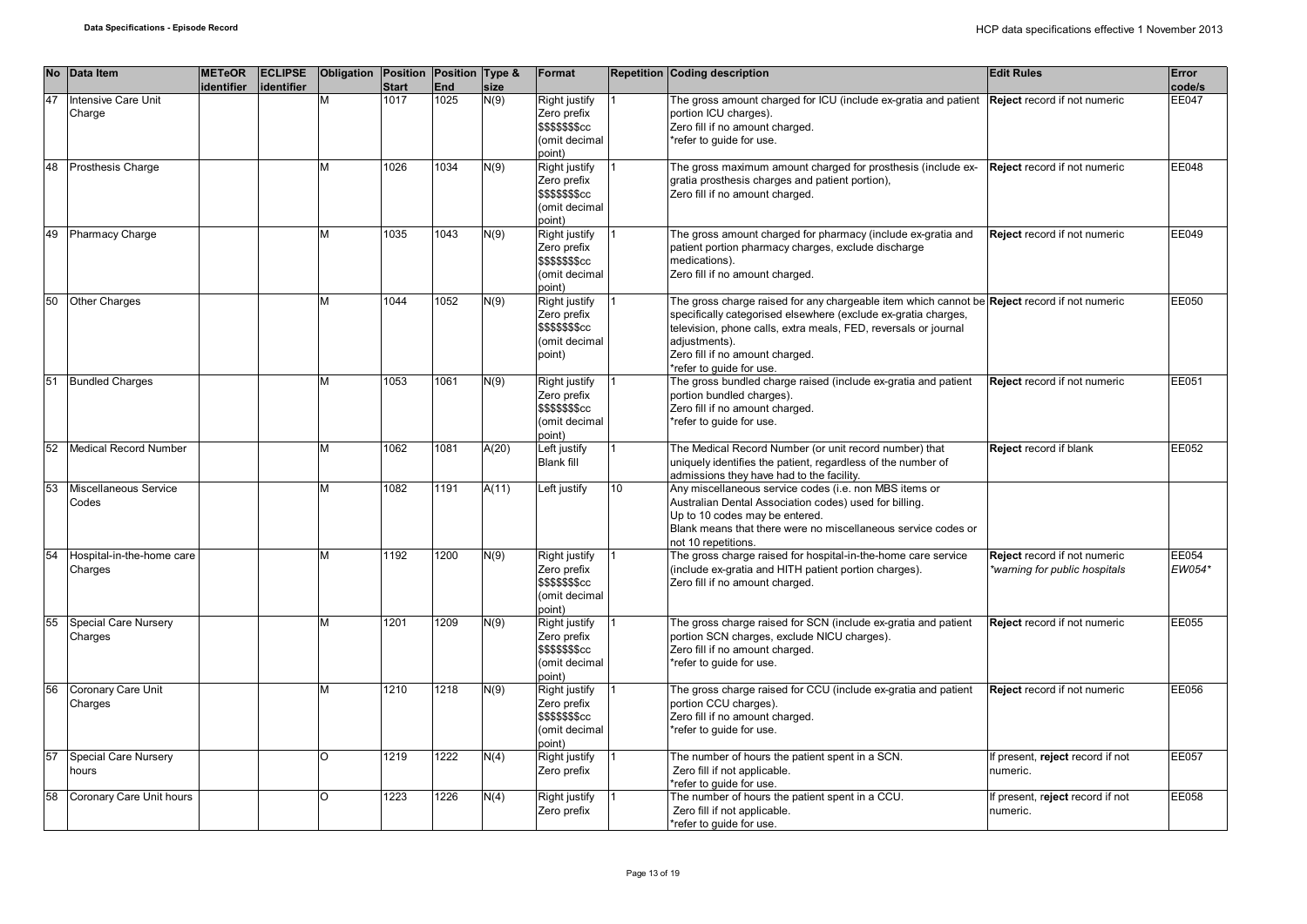| No | Data Item | METeOR identifier | ECLIPSE identifier | Obligation | Position Start | Position End | Type & size | Format | Repetition | Coding description | Edit Rules | Error code/s |
|---|---|---|---|---|---|---|---|---|---|---|---|---|
| 47 | Intensive Care Unit Charge | | | M | 1017 | 1025 | N(9) | Right justify Zero prefix $$$$$$$cc (omit decimal point) | 1 | The gross amount charged for ICU (include ex-gratia and patient portion ICU charges).<br>Zero fill if no amount charged.<br>*refer to guide for use. | **Reject** record if not numeric | EE047 |
| 48 | Prosthesis Charge | | | M | 1026 | 1034 | N(9) | Right justify Zero prefix $$$$$$$cc (omit decimal point) | 1 | The gross maximum amount charged for prosthesis (include ex-gratia prosthesis charges and patient portion),<br>Zero fill if no amount charged. | **Reject** record if not numeric | EE048 |
| 49 | Pharmacy Charge | | | M | 1035 | 1043 | N(9) | Right justify Zero prefix $$$$$$$cc (omit decimal point) | 1 | The gross amount charged for pharmacy (include ex-gratia and patient portion pharmacy charges, exclude discharge medications).<br>Zero fill if no amount charged. | **Reject** record if not numeric | EE049 |
| 50 | Other Charges | | | M | 1044 | 1052 | N(9) | Right justify Zero prefix $$$$$$$cc (omit decimal point) | 1 | The gross charge raised for any chargeable item which cannot be specifically categorised elsewhere (exclude ex-gratia charges, television, phone calls, extra meals, FED, reversals or journal adjustments).<br>Zero fill if no amount charged.<br>*refer to guide for use. | **Reject** record if not numeric | EE050 |
| 51 | Bundled Charges | | | M | 1053 | 1061 | N(9) | Right justify Zero prefix $$$$$$$cc (omit decimal point) | 1 | The gross bundled charge raised (include ex-gratia and patient portion bundled charges).<br>Zero fill if no amount charged.<br>*refer to guide for use. | **Reject** record if not numeric | EE051 |
| 52 | Medical Record Number | | | M | 1062 | 1081 | A(20) | Left justify Blank fill | 1 | The Medical Record Number (or unit record number) that uniquely identifies the patient, regardless of the number of admissions they have had to the facility. | **Reject** record if blank | EE052 |
| 53 | Miscellaneous Service Codes | | | M | 1082 | 1191 | A(11) | Left justify | 10 | Any miscellaneous service codes (i.e. non MBS items or Australian Dental Association codes) used for billing.<br>Up to 10 codes may be entered.<br>Blank means that there were no miscellaneous service codes or not 10 repetitions. | | |
| 54 | Hospital-in-the-home care Charges | | | M | 1192 | 1200 | N(9) | Right justify Zero prefix $$$$$$$cc (omit decimal point) | 1 | The gross charge raised for hospital-in-the-home care service (include ex-gratia and HITH patient portion charges).<br>Zero fill if no amount charged. | **Reject** record if not numeric<br>*warning for public hospitals* | EE054<br>*EW054** |
| 55 | Special Care Nursery Charges | | | M | 1201 | 1209 | N(9) | Right justify Zero prefix $$$$$$$cc (omit decimal point) | 1 | The gross charge raised for SCN (include ex-gratia and patient portion SCN charges, exclude NICU charges).<br>Zero fill if no amount charged.<br>*refer to guide for use. | **Reject** record if not numeric | EE055 |
| 56 | Coronary Care Unit Charges | | | M | 1210 | 1218 | N(9) | Right justify Zero prefix $$$$$$$cc (omit decimal point) | 1 | The gross charge raised for CCU (include ex-gratia and patient portion CCU charges).<br>Zero fill if no amount charged.<br>*refer to guide for use. | **Reject** record if not numeric | EE056 |
| 57 | Special Care Nursery hours | | | O | 1219 | 1222 | N(4) | Right justify Zero prefix | 1 | The number of hours the patient spent in a SCN.<br>Zero fill if not applicable.<br>*refer to guide for use. | If present, **reject** record if not numeric. | EE057 |
| 58 | Coronary Care Unit hours | | | O | 1223 | 1226 | N(4) | Right justify Zero prefix | 1 | The number of hours the patient spent in a CCU.<br>Zero fill if not applicable.<br>*refer to guide for use. | If present, r**eject** record if not numeric. | EE058 |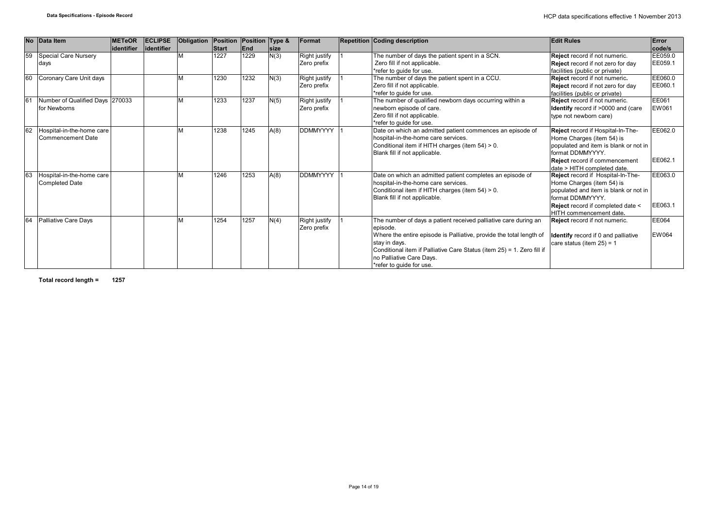| No | Data Item | METeOR identifier | ECLIPSE identifier | Obligation | Position Start | Position End | Type & size | Format | Repetition | Coding description | Edit Rules | Error code/s |
|---|---|---|---|---|---|---|---|---|---|---|---|---|
| 59 | Special Care Nursery days | | | M | 1227 | 1229 | N(3) | Right justify Zero prefix | 1 | The number of days the patient spent in a SCN. Zero fill if not applicable. *refer to guide for use. | **Reject** record if not numeric. **Reject** record if not zero for day facilities (public or private) | EE059.0 EE059.1 |
| 60 | Coronary Care Unit days | | | M | 1230 | 1232 | N(3) | Right justify Zero prefix | 1 | The number of days the patient spent in a CCU. Zero fill if not applicable. *refer to guide for use. | **Reject** record if not numeric. **Reject** record if not zero for day facilities (public or private) | EE060.0 EE060.1 |
| 61 | Number of Qualified Days for Newborns | 270033 | | M | 1233 | 1237 | N(5) | Right justify Zero prefix | 1 | The number of qualified newborn days occurring within a newborn episode of care. Zero fill if not applicable. *refer to guide for use. | **Reject** record if not numeric. **Identify** record if >0000 and (care type not newborn care) | EE061 EW061 |
| 62 | Hospital-in-the-home care Commencement Date | | | M | 1238 | 1245 | A(8) | DDMMYYYY | 1 | Date on which an admitted patient commences an episode of hospital-in-the-home care services. Conditional item if HITH charges (item 54) > 0. Blank fill if not applicable. | **Reject** record if Hospital-In-The-Home Charges (item 54) is populated and item is blank or not in format DDMMYYYY. **Reject** record if commencement date > HITH completed date. | EE062.0 EE062.1 |
| 63 | Hospital-in-the-home care Completed Date | | | M | 1246 | 1253 | A(8) | DDMMYYYY | 1 | Date on which an admitted patient completes an episode of hospital-in-the-home care services. Conditional item if HITH charges (item 54) > 0. Blank fill if not applicable. | **Reject** record if Hospital-In-The-Home Charges (item 54) is populated and item is blank or not in format DDMMYYYY. **Reject** record if completed date < HITH commencement date. | EE063.0 EE063.1 |
| 64 | Palliative Care Days | | | M | 1254 | 1257 | N(4) | Right justify Zero prefix | 1 | The number of days a patient received palliative care during an episode. Where the entire episode is Palliative, provide the total length of stay in days. Conditional item if Palliative Care Status (item 25) = 1. Zero fill if no Palliative Care Days. *refer to guide for use. | **Reject** record if not numeric. **Identify** record if 0 and palliative care status (item 25) = 1 | EE064 EW064 |

**Total record length = 1257**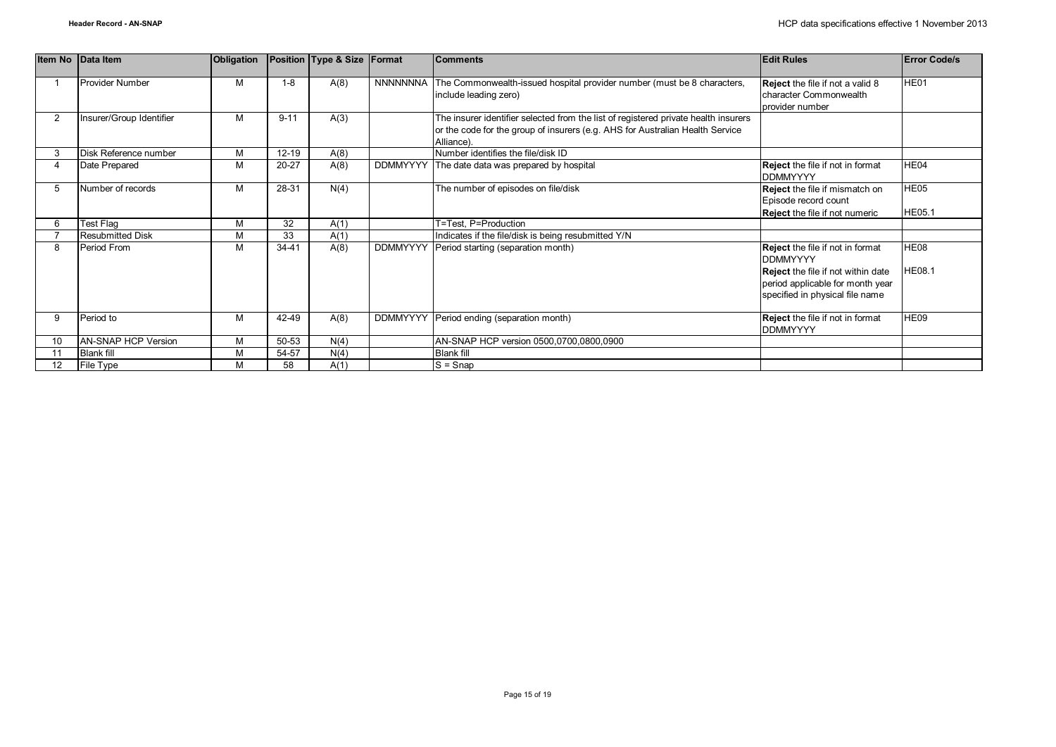| Item No | Data Item | Obligation | Position | Type & Size | Format | Comments | Edit Rules | Error Code/s |
|---|---|---|---|---|---|---|---|---|
| 1 | Provider Number | M | 1-8 | A(8) | NNNNNNNA | The Commonwealth-issued hospital provider number (must be 8 characters, include leading zero) | **Reject** the file if not a valid 8 character Commonwealth provider number | HE01 |
| 2 | Insurer/Group Identifier | M | 9-11 | A(3) | | The insurer identifier selected from the list of registered private health insurers or the code for the group of insurers (e.g. AHS for Australian Health Service Alliance). | | |
| 3 | Disk Reference number | M | 12-19 | A(8) | | Number identifies the file/disk ID | | |
| 4 | Date Prepared | M | 20-27 | A(8) | DDMMYYYY | The date data was prepared by hospital | **Reject** the file if not in format DDMMYYYY | HE04 |
| 5 | Number of records | M | 28-31 | N(4) | | The number of episodes on file/disk | **Reject** the file if mismatch on Episode record count<br>**Reject** the file if not numeric | HE05<br>HE05.1 |
| 6 | Test Flag | M | 32 | A(1) | | T=Test, P=Production | | |
| 7 | Resubmitted Disk | M | 33 | A(1) | | Indicates if the file/disk is being resubmitted Y/N | | |
| 8 | Period From | M | 34-41 | A(8) | DDMMYYYY | Period starting (separation month) | **Reject** the file if not in format DDMMYYYY<br>**Reject** the file if not within date period applicable for month year specified in physical file name | HE08<br>HE08.1 |
| 9 | Period to | M | 42-49 | A(8) | DDMMYYYY | Period ending (separation month) | **Reject** the file if not in format DDMMYYYY | HE09 |
| 10 | AN-SNAP HCP Version | M | 50-53 | N(4) | | AN-SNAP HCP version 0500,0700,0800,0900 | | |
| 11 | Blank fill | M | 54-57 | N(4) | | Blank fill | | |
| 12 | File Type | M | 58 | A(1) | | S = Snap | | |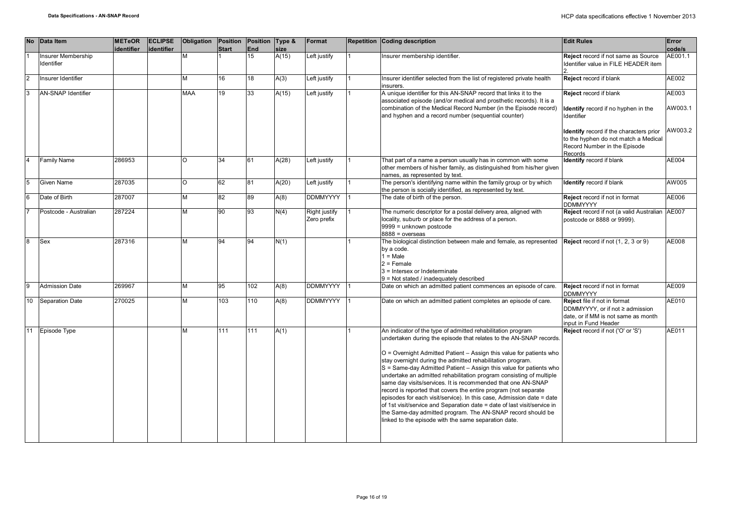| No | Data Item | METeOR identifier | ECLIPSE identifier | Obligation | Position Start | Position End | Type & size | Format | Repetition | Coding description | Edit Rules | Error code/s |
|---|---|---|---|---|---|---|---|---|---|---|---|---|
| 1 | Insurer Membership Identifier | | | M | 1 | 15 | A(15) | Left justify | 1 | Insurer membership identifier. | **Reject** record if not same as Source Identifier value in FILE HEADER item 2. | AE001.1 |
| 2 | Insurer Identifier | | | M | 16 | 18 | A(3) | Left justify | 1 | Insurer identifier selected from the list of registered private health insurers. | **Reject** record if blank | AE002 |
| 3 | AN-SNAP Identifier | | | MAA | 19 | 33 | A(15) | Left justify | 1 | A unique identifier for this AN-SNAP record that links it to the associated episode (and/or medical and prosthetic records). It is a combination of the Medical Record Number (in the Episode record) and hyphen and a record number (sequential counter) | **Reject** record if blank<br><br>**Identify** record if no hyphen in the Identifier<br><br>**Identify** record if the characters prior to the hyphen do not match a Medical Record Number in the Episode Records | AE003<br><br>AW003.1<br><br>AW003.2 |
| 4 | Family Name | 286953 | | O | 34 | 61 | A(28) | Left justify | 1 | That part of a name a person usually has in common with some other members of his/her family, as distinguished from his/her given names, as represented by text. | **Identify** record if blank | AE004 |
| 5 | Given Name | 287035 | | O | 62 | 81 | A(20) | Left justify | 1 | The person's identifying name within the family group or by which the person is socially identified, as represented by text. | **Identify** record if blank | AW005 |
| 6 | Date of Birth | 287007 | | M | 82 | 89 | A(8) | DDMMYYYY | 1 | The date of birth of the person. | **Reject** record if not in format DDMMYYYY | AE006 |
| 7 | Postcode - Australian | 287224 | | M | 90 | 93 | N(4) | Right justify Zero prefix | 1 | The numeric descriptor for a postal delivery area, aligned with locality, suburb or place for the address of a person.<br>9999 = unknown postcode<br>8888 = overseas | **Reject** record if not (a valid Australian postcode or 8888 or 9999). | AE007 |
| 8 | Sex | 287316 | | M | 94 | 94 | N(1) | | 1 | The biological distinction between male and female, as represented by a code.<br>1 = Male<br>2 = Female<br>3 = Intersex or Indeterminate<br>9 = Not stated / inadequately described | **Reject** record if not (1, 2, 3 or 9) | AE008 |
| 9 | Admission Date | 269967 | | M | 95 | 102 | A(8) | DDMMYYYY | 1 | Date on which an admitted patient commences an episode of care. | **Reject** record if not in format DDMMYYYY | AE009 |
| 10 | Separation Date | 270025 | | M | 103 | 110 | A(8) | DDMMYYYY | 1 | Date on which an admitted patient completes an episode of care. | **Reject** file if not in format DDMMYYYY, or if not ≥ admission date, or if MM is not same as month input in Fund Header | AE010 |
| 11 | Episode Type | | | M | 111 | 111 | A(1) | | 1 | An indicator of the type of admitted rehabilitation program undertaken during the episode that relates to the AN-SNAP records.<br><br>O = Overnight Admitted Patient – Assign this value for patients who stay overnight during the admitted rehabilitation program.<br>S = Same-day Admitted Patient – Assign this value for patients who undertake an admitted rehabilitation program consisting of multiple same day visits/services. It is recommended that one AN-SNAP record is reported that covers the entire program (not separate episodes for each visit/service). In this case, Admission date = date of 1st visit/service and Separation date = date of last visit/service in the Same-day admitted program. The AN-SNAP record should be linked to the episode with the same separation date. | **Reject** record if not ('O' or 'S') | AE011 |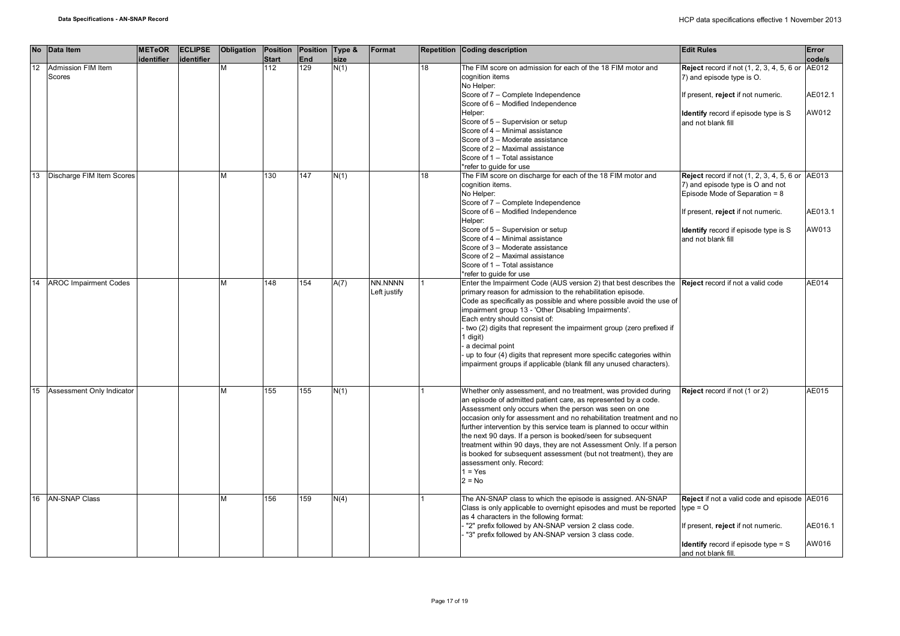| No | Data Item | METeOR identifier | ECLIPSE identifier | Obligation | Position Start | Position End | Type & size | Format | Repetition | Coding description | Edit Rules | Error code/s |
|---|---|---|---|---|---|---|---|---|---|---|---|---|
| 12 | Admission FIM Item Scores | | | M | 112 | 129 | N(1) | | 18 | The FIM score on admission for each of the 18 FIM motor and cognition items<br>No Helper:<br>Score of 7 – Complete Independence<br>Score of 6 – Modified Independence<br>Helper:<br>Score of 5 – Supervision or setup<br>Score of 4 – Minimal assistance<br>Score of 3 – Moderate assistance<br>Score of 2 – Maximal assistance<br>Score of 1 – Total assistance<br>*refer to guide for use | **Reject** record if not (1, 2, 3, 4, 5, 6 or 7) and episode type is O.<br><br>If present, **reject** if not numeric.<br><br>**Identify** record if episode type is S and not blank fill | AE012<br><br>AE012.1<br><br>AW012 |
| 13 | Discharge FIM Item Scores | | | M | 130 | 147 | N(1) | | 18 | The FIM score on discharge for each of the 18 FIM motor and cognition items.<br>No Helper:<br>Score of 7 – Complete Independence<br>Score of 6 – Modified Independence<br>Helper:<br>Score of 5 – Supervision or setup<br>Score of 4 – Minimal assistance<br>Score of 3 – Moderate assistance<br>Score of 2 – Maximal assistance<br>Score of 1 – Total assistance<br>*refer to guide for use | **Reject** record if not (1, 2, 3, 4, 5, 6 or 7) and episode type is O and not Episode Mode of Separation = 8<br><br>If present, **reject** if not numeric.<br><br>**Identify** record if episode type is S and not blank fill | AE013<br><br>AE013.1<br><br>AW013 |
| 14 | AROC Impairment Codes | | | M | 148 | 154 | A(7) | NN.NNNN Left justify | 1 | Enter the Impairment Code (AUS version 2) that best describes the primary reason for admission to the rehabilitation episode.<br>Code as specifically as possible and where possible avoid the use of impairment group 13 - 'Other Disabling Impairments'.<br>Each entry should consist of:<br>- two (2) digits that represent the impairment group (zero prefixed if 1 digit)<br>- a decimal point<br>- up to four (4) digits that represent more specific categories within impairment groups if applicable (blank fill any unused characters). | **Reject** record if not a valid code | AE014 |
| 15 | Assessment Only Indicator | | | M | 155 | 155 | N(1) | | 1 | Whether only assessment, and no treatment, was provided during an episode of admitted patient care, as represented by a code. Assessment only occurs when the person was seen on one occasion only for assessment and no rehabilitation treatment and no further intervention by this service team is planned to occur within the next 90 days. If a person is booked/seen for subsequent treatment within 90 days, they are not Assessment Only. If a person is booked for subsequent assessment (but not treatment), they are assessment only. Record:<br>1 = Yes<br>2 = No | **Reject** record if not (1 or 2) | AE015 |
| 16 | AN-SNAP Class | | | M | 156 | 159 | N(4) | | 1 | The AN-SNAP class to which the episode is assigned. AN-SNAP Class is only applicable to overnight episodes and must be reported as 4 characters in the following format:<br>- "2" prefix followed by AN-SNAP version 2 class code.<br>- "3" prefix followed by AN-SNAP version 3 class code. | **Reject** if not a valid code and episode type = O<br><br>If present, **reject** if not numeric.<br><br>**Identify** record if episode type = S and not blank fill. | AE016<br><br>AE016.1<br><br>AW016 |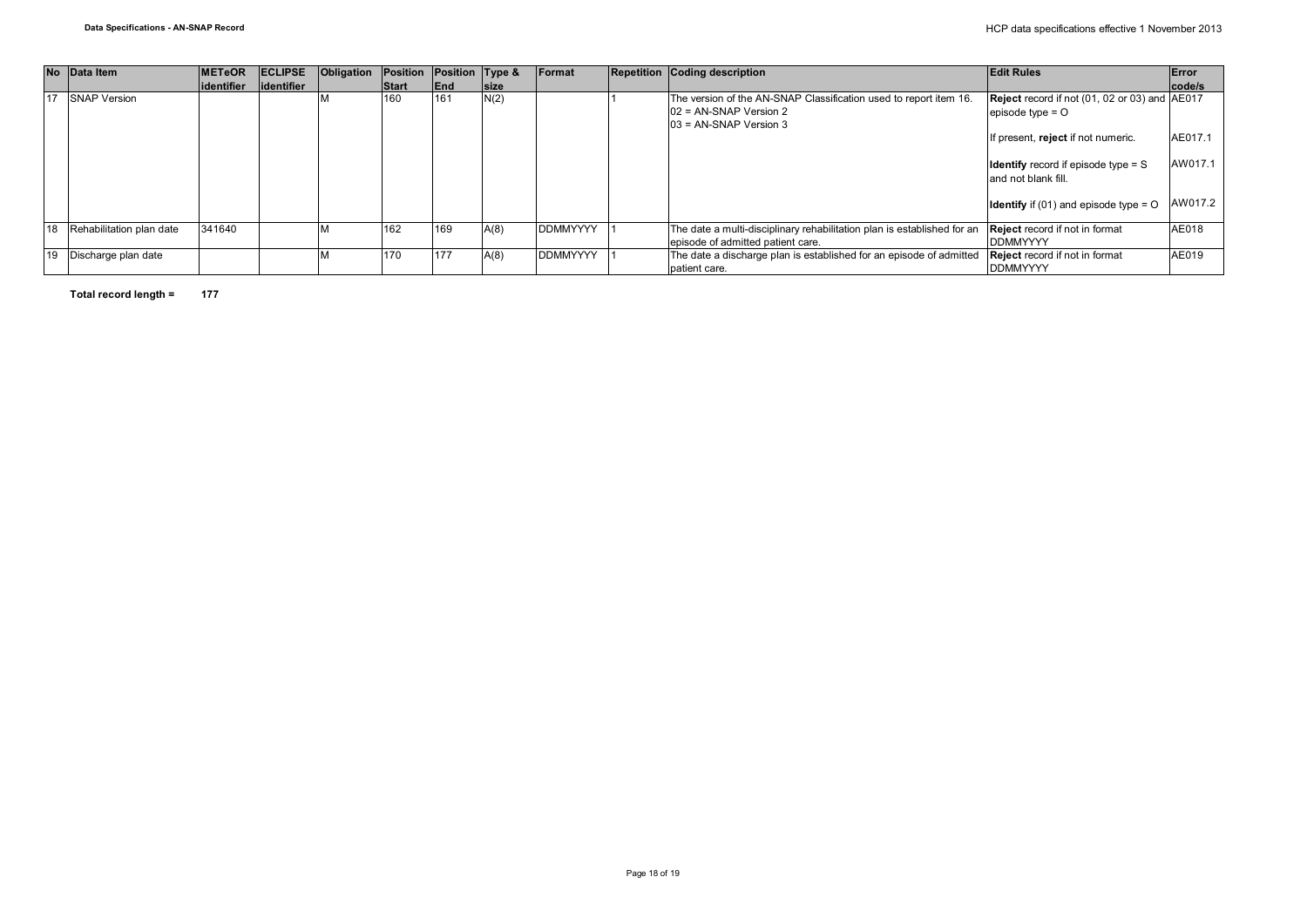| No | Data Item | METeOR identifier | ECLIPSE identifier | Obligation | Position Start | Position End | Type & size | Format | Repetition | Coding description | Edit Rules | Error code/s |
|---|---|---|---|---|---|---|---|---|---|---|---|---|
| 17 | SNAP Version | | | M | 160 | 161 | N(2) | | 1 | The version of the AN-SNAP Classification used to report item 16.<br>02 = AN-SNAP Version 2<br>03 = AN-SNAP Version 3 | **Reject** record if not (01, 02 or 03) and episode type = O<br><br>If present, **reject** if not numeric.<br><br>**Identify** record if episode type = S and not blank fill.<br><br>**Identify** if (01) and episode type = O | AE017<br><br>AE017.1<br><br>AW017.1<br><br>AW017.2 |
| 18 | Rehabilitation plan date | 341640 | | M | 162 | 169 | A(8) | DDMMYYYY | 1 | The date a multi-disciplinary rehabilitation plan is established for an episode of admitted patient care. | **Reject** record if not in format DDMMYYYY | AE018 |
| 19 | Discharge plan date | | | M | 170 | 177 | A(8) | DDMMYYYY | 1 | The date a discharge plan is established for an episode of admitted patient care. | **Reject** record if not in format DDMMYYYY | AE019 |

**Total record length = 177**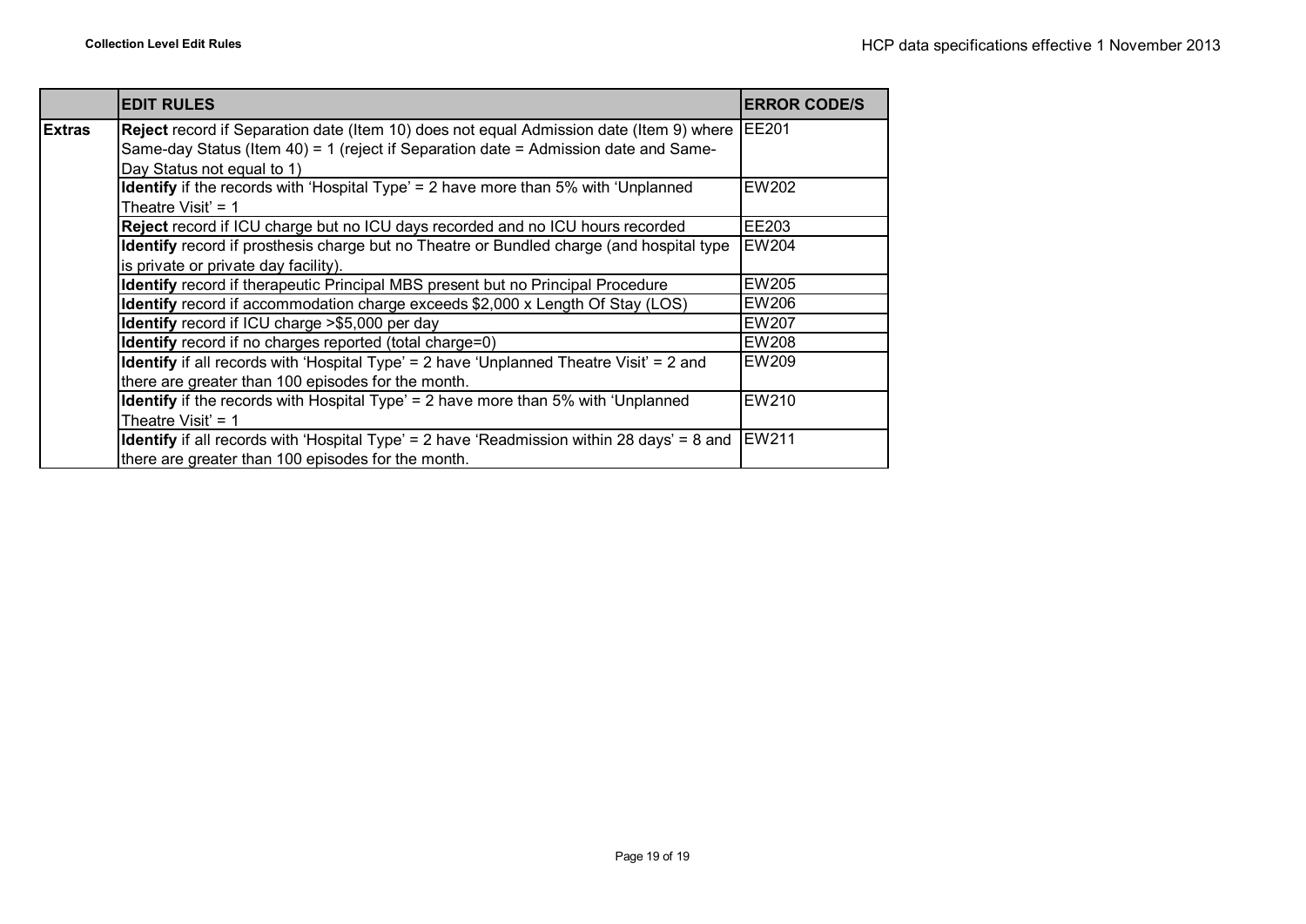| | EDIT RULES | ERROR CODE/S |
|---|---|---|
| **Extras** | **Reject** record if Separation date (Item 10) does not equal Admission date (Item 9) where Same-day Status (Item 40) = 1 (reject if Separation date = Admission date and Same-Day Status not equal to 1) | EE201 |
| | **Identify** if the records with 'Hospital Type' = 2 have more than 5% with 'Unplanned Theatre Visit' = 1 | EW202 |
| | **Reject** record if ICU charge but no ICU days recorded and no ICU hours recorded | EE203 |
| | **Identify** record if prosthesis charge but no Theatre or Bundled charge (and hospital type is private or private day facility). | EW204 |
| | **Identify** record if therapeutic Principal MBS present but no Principal Procedure | EW205 |
| | **Identify** record if accommodation charge exceeds $2,000 x Length Of Stay (LOS) | EW206 |
| | **Identify** record if ICU charge >$5,000 per day | EW207 |
| | **Identify** record if no charges reported (total charge=0) | EW208 |
| | **Identify** if all records with 'Hospital Type' = 2 have 'Unplanned Theatre Visit' = 2 and there are greater than 100 episodes for the month. | EW209 |
| | **Identify** if the records with Hospital Type' = 2 have more than 5% with 'Unplanned Theatre Visit' = 1 | EW210 |
| | **Identify** if all records with 'Hospital Type' = 2 have 'Readmission within 28 days' = 8 and there are greater than 100 episodes for the month. | EW211 |